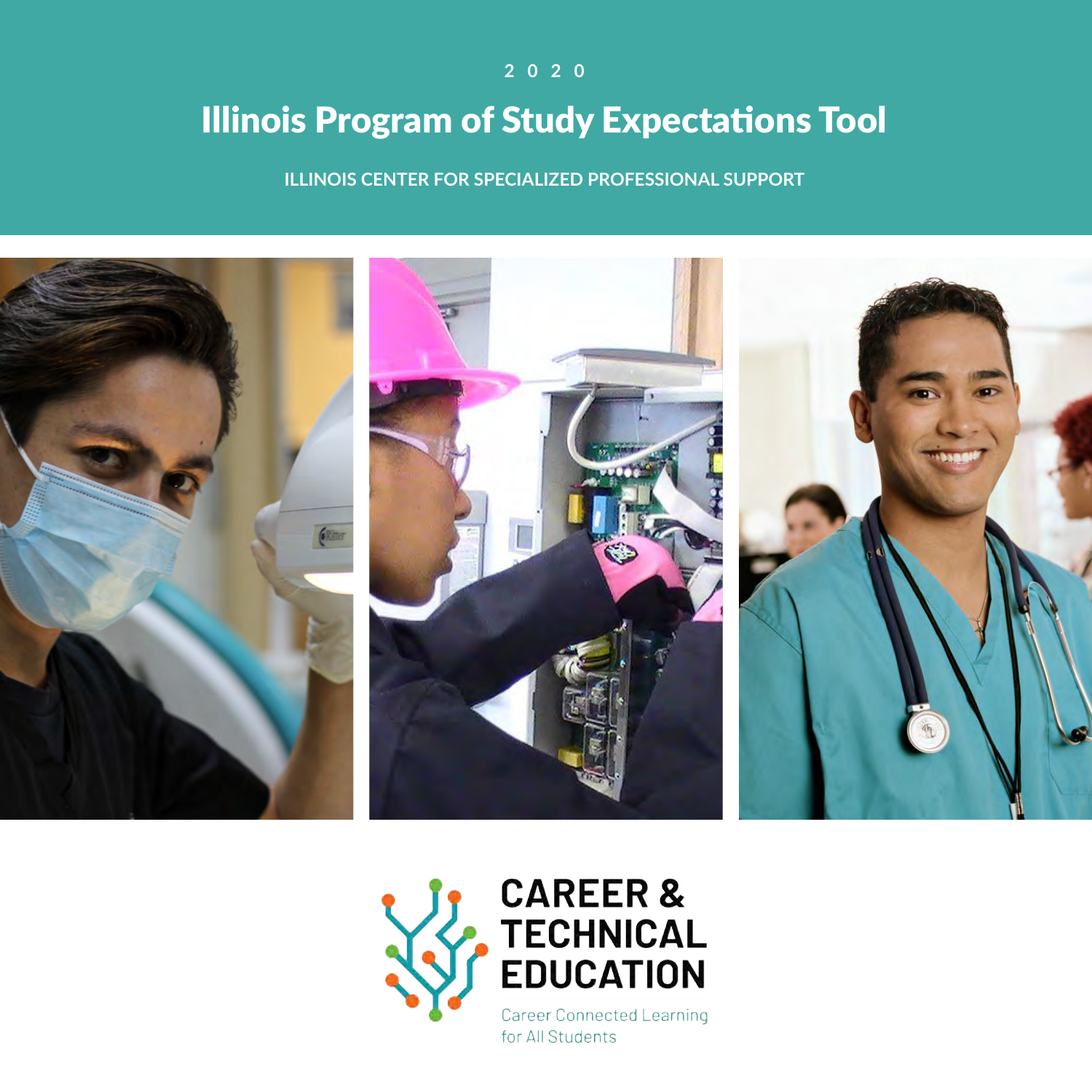2020

# Illinois Program of Study Expectations Tool

**ILLINOIS CENTER FOR SPECIALIZED PROFESSIONAL SUPPORT**

CAREER & TECHNICAL EDUCATION

Career Connected Learning for All Students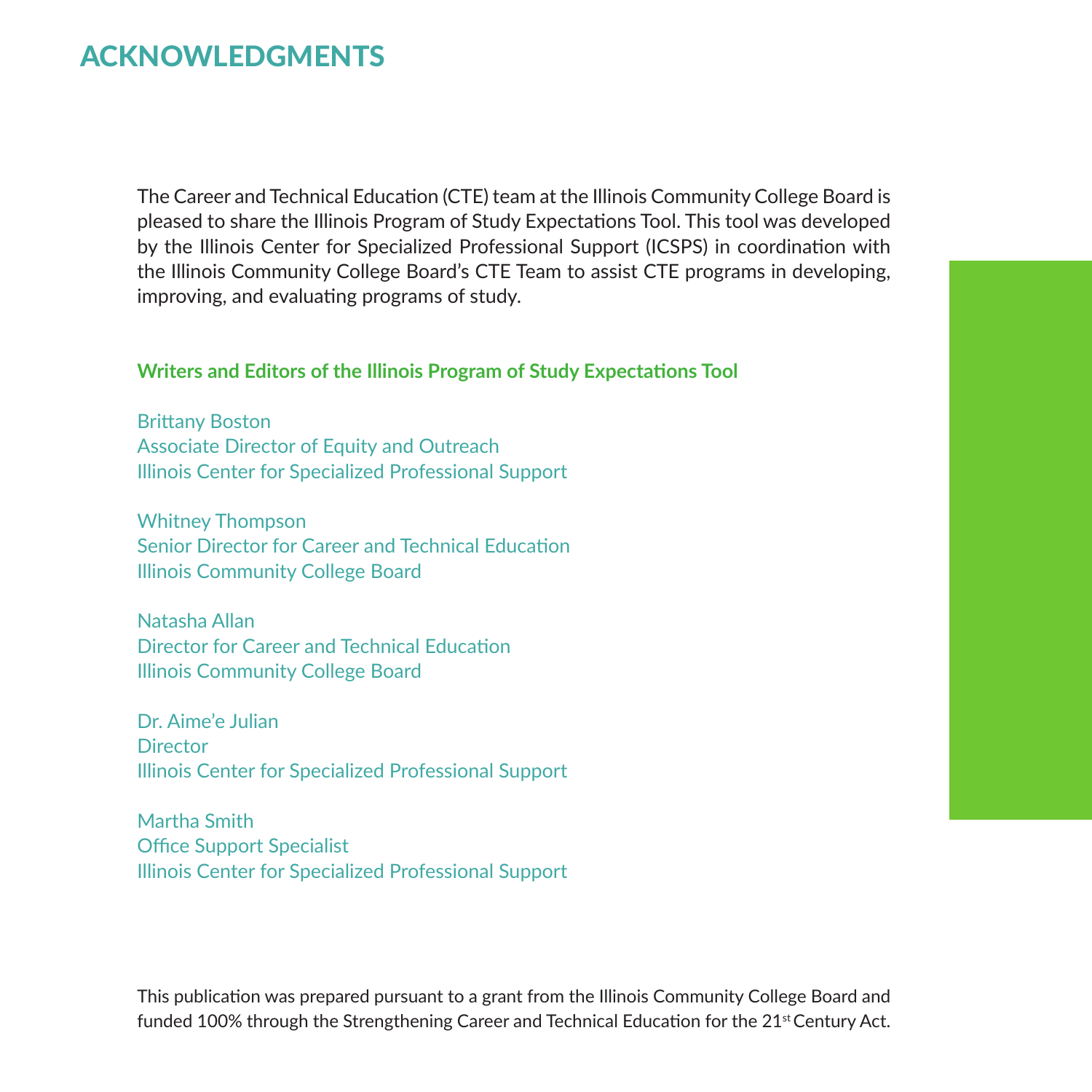# ACKNOWLEDGMENTS

The Career and Technical Education (CTE) team at the Illinois Community College Board is pleased to share the Illinois Program of Study Expectations Tool. This tool was developed by the Illinois Center for Specialized Professional Support (ICSPS) in coordination with the Illinois Community College Board's CTE Team to assist CTE programs in developing, improving, and evaluating programs of study.

**Writers and Editors of the Illinois Program of Study Expectations Tool**

Brittany Boston
Associate Director of Equity and Outreach
Illinois Center for Specialized Professional Support

Whitney Thompson
Senior Director for Career and Technical Education
Illinois Community College Board

Natasha Allan
Director for Career and Technical Education
Illinois Community College Board

Dr. Aime'e Julian
Director
Illinois Center for Specialized Professional Support

Martha Smith
Office Support Specialist
Illinois Center for Specialized Professional Support

This publication was prepared pursuant to a grant from the Illinois Community College Board and funded 100% through the Strengthening Career and Technical Education for the 21st Century Act.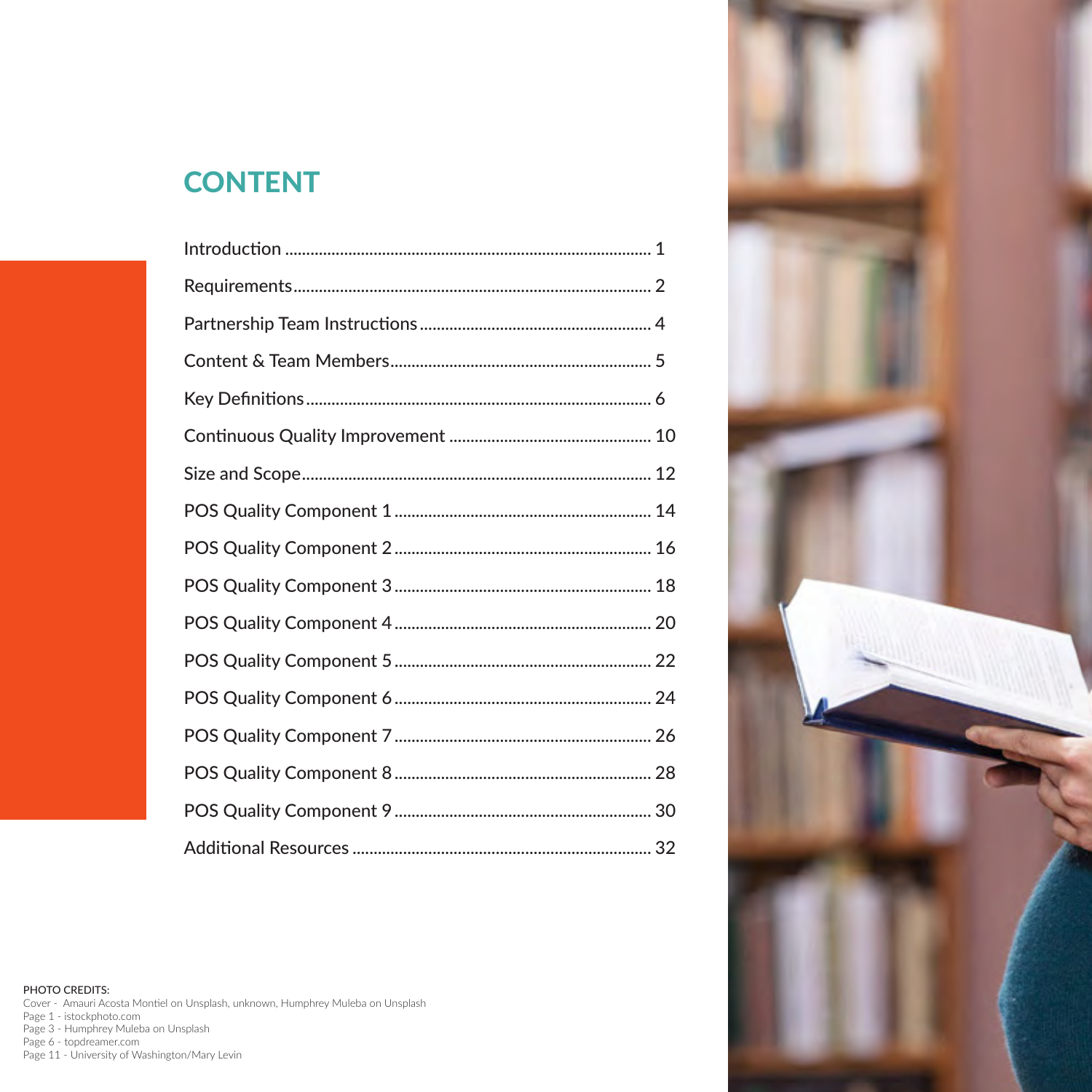# CONTENT

| | |
|---|---|
| Introduction | 1 |
| Requirements | 2 |
| Partnership Team Instructions | 4 |
| Content & Team Members | 5 |
| Key Definitions | 6 |
| Continuous Quality Improvement | 10 |
| Size and Scope | 12 |
| POS Quality Component 1 | 14 |
| POS Quality Component 2 | 16 |
| POS Quality Component 3 | 18 |
| POS Quality Component 4 | 20 |
| POS Quality Component 5 | 22 |
| POS Quality Component 6 | 24 |
| POS Quality Component 7 | 26 |
| POS Quality Component 8 | 28 |
| POS Quality Component 9 | 30 |
| Additional Resources | 32 |

**PHOTO CREDITS:**
Cover - Amauri Acosta Montiel on Unsplash, unknown, Humphrey Muleba on Unsplash
Page 1 - istockphoto.com
Page 3 - Humphrey Muleba on Unsplash
Page 6 - topdreamer.com
Page 11 - University of Washington/Mary Levin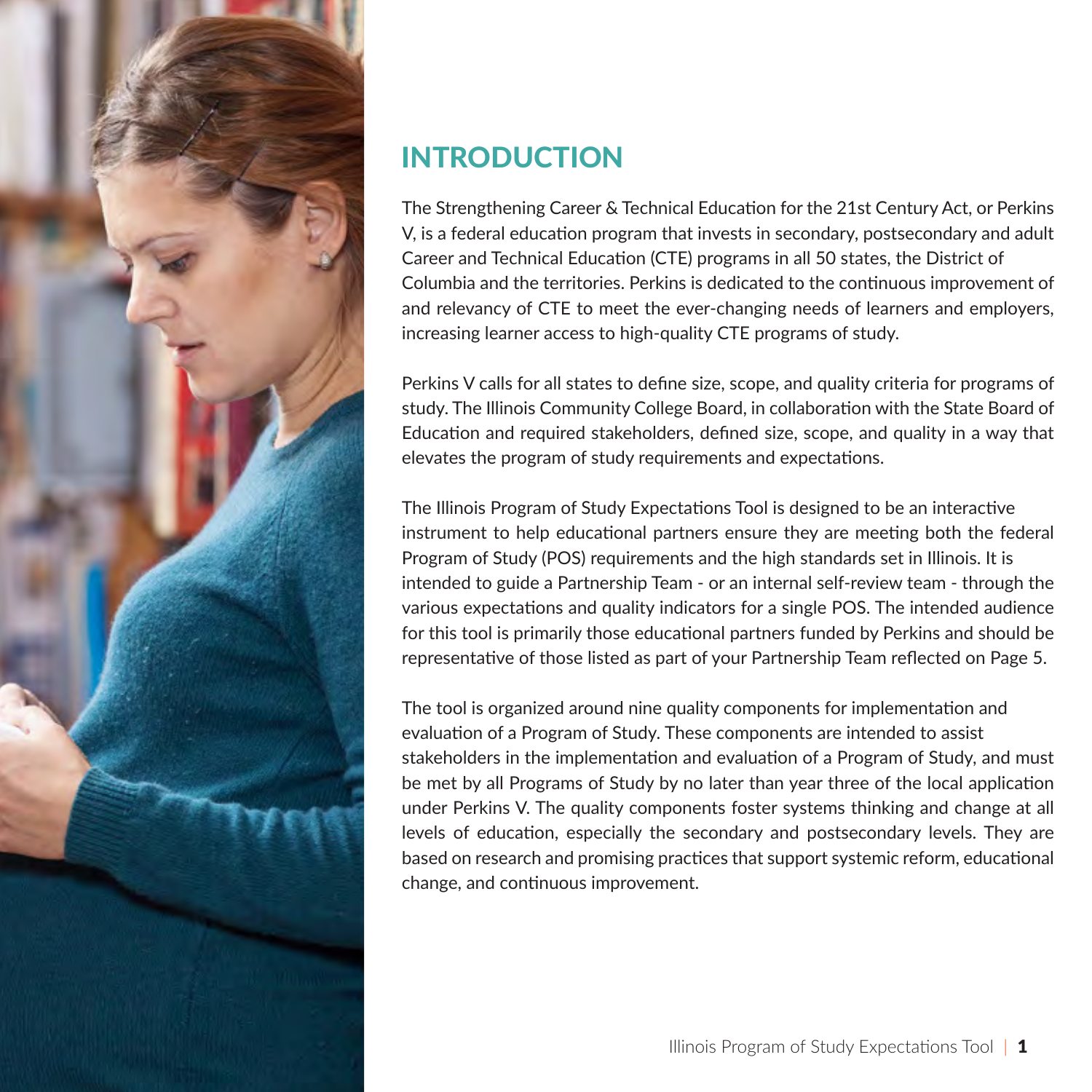# INTRODUCTION

The Strengthening Career & Technical Education for the 21st Century Act, or Perkins V, is a federal education program that invests in secondary, postsecondary and adult Career and Technical Education (CTE) programs in all 50 states, the District of Columbia and the territories. Perkins is dedicated to the continuous improvement of and relevancy of CTE to meet the ever-changing needs of learners and employers, increasing learner access to high-quality CTE programs of study.

Perkins V calls for all states to define size, scope, and quality criteria for programs of study. The Illinois Community College Board, in collaboration with the State Board of Education and required stakeholders, defined size, scope, and quality in a way that elevates the program of study requirements and expectations.

The Illinois Program of Study Expectations Tool is designed to be an interactive instrument to help educational partners ensure they are meeting both the federal Program of Study (POS) requirements and the high standards set in Illinois. It is intended to guide a Partnership Team - or an internal self-review team - through the various expectations and quality indicators for a single POS. The intended audience for this tool is primarily those educational partners funded by Perkins and should be representative of those listed as part of your Partnership Team reflected on Page 5.

The tool is organized around nine quality components for implementation and evaluation of a Program of Study. These components are intended to assist stakeholders in the implementation and evaluation of a Program of Study, and must be met by all Programs of Study by no later than year three of the local application under Perkins V. The quality components foster systems thinking and change at all levels of education, especially the secondary and postsecondary levels. They are based on research and promising practices that support systemic reform, educational change, and continuous improvement.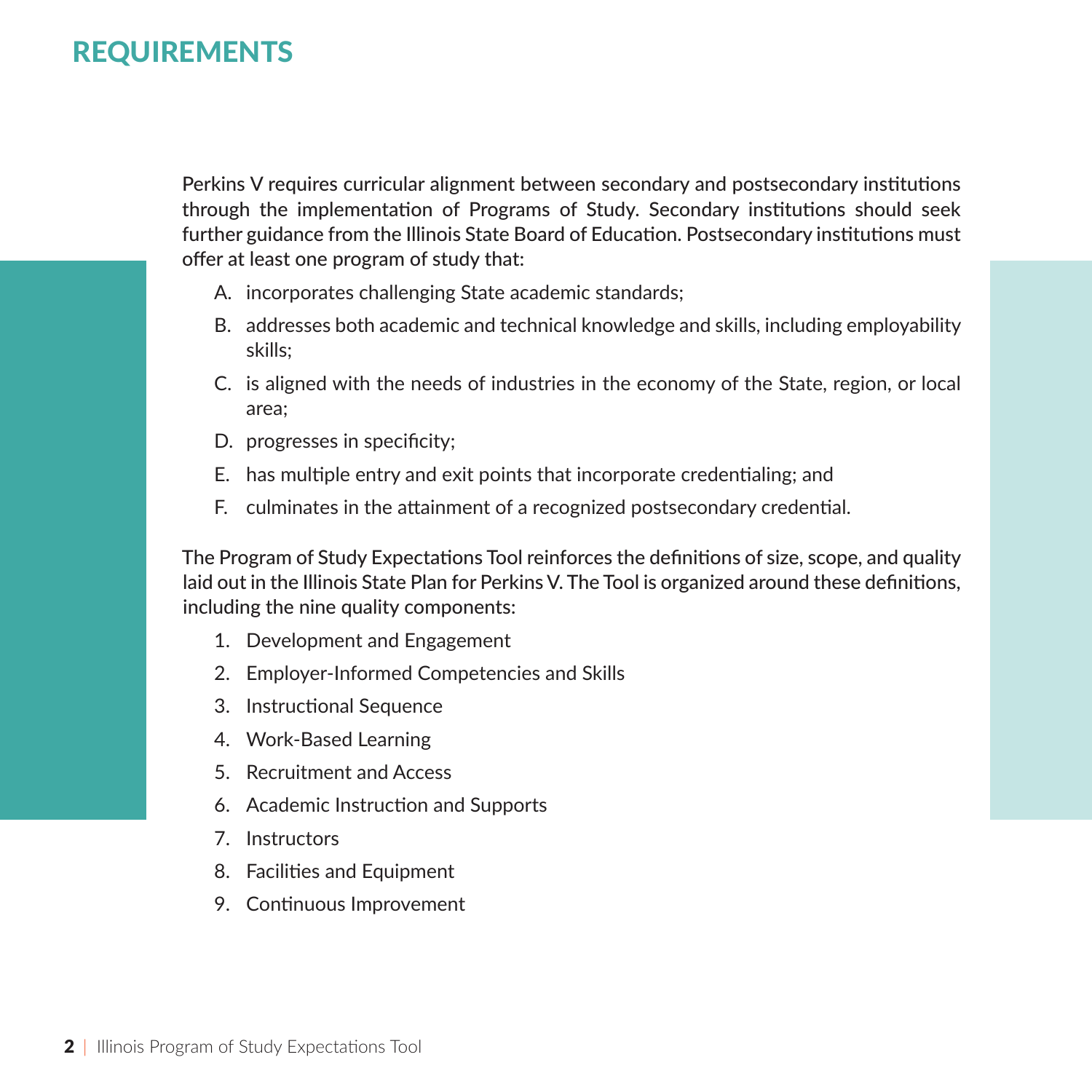# REQUIREMENTS

Perkins V requires curricular alignment between secondary and postsecondary institutions through the implementation of Programs of Study. Secondary institutions should seek further guidance from the Illinois State Board of Education. Postsecondary institutions must offer at least one program of study that:

A. incorporates challenging State academic standards;

B. addresses both academic and technical knowledge and skills, including employability skills;

C. is aligned with the needs of industries in the economy of the State, region, or local area;

D. progresses in specificity;

E. has multiple entry and exit points that incorporate credentialing; and

F. culminates in the attainment of a recognized postsecondary credential.

The Program of Study Expectations Tool reinforces the definitions of size, scope, and quality laid out in the Illinois State Plan for Perkins V. The Tool is organized around these definitions, including the nine quality components:

1. Development and Engagement
2. Employer-Informed Competencies and Skills
3. Instructional Sequence
4. Work-Based Learning
5. Recruitment and Access
6. Academic Instruction and Supports
7. Instructors
8. Facilities and Equipment
9. Continuous Improvement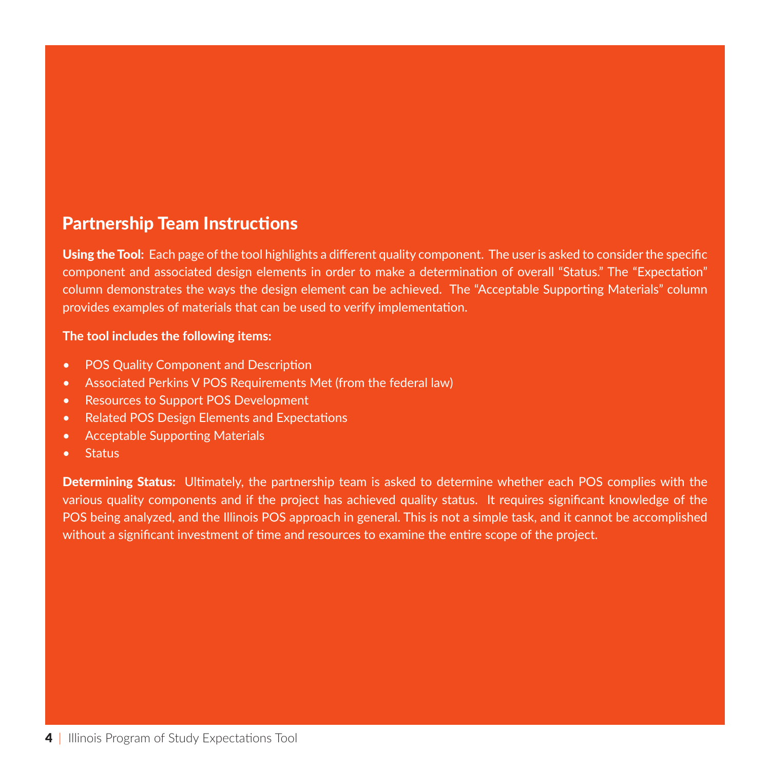## Partnership Team Instructions

**Using the Tool:** Each page of the tool highlights a different quality component. The user is asked to consider the specific component and associated design elements in order to make a determination of overall "Status." The "Expectation" column demonstrates the ways the design element can be achieved. The "Acceptable Supporting Materials" column provides examples of materials that can be used to verify implementation.

**The tool includes the following items:**

- POS Quality Component and Description
- Associated Perkins V POS Requirements Met (from the federal law)
- Resources to Support POS Development
- Related POS Design Elements and Expectations
- Acceptable Supporting Materials
- Status

**Determining Status:** Ultimately, the partnership team is asked to determine whether each POS complies with the various quality components and if the project has achieved quality status. It requires significant knowledge of the POS being analyzed, and the Illinois POS approach in general. This is not a simple task, and it cannot be accomplished without a significant investment of time and resources to examine the entire scope of the project.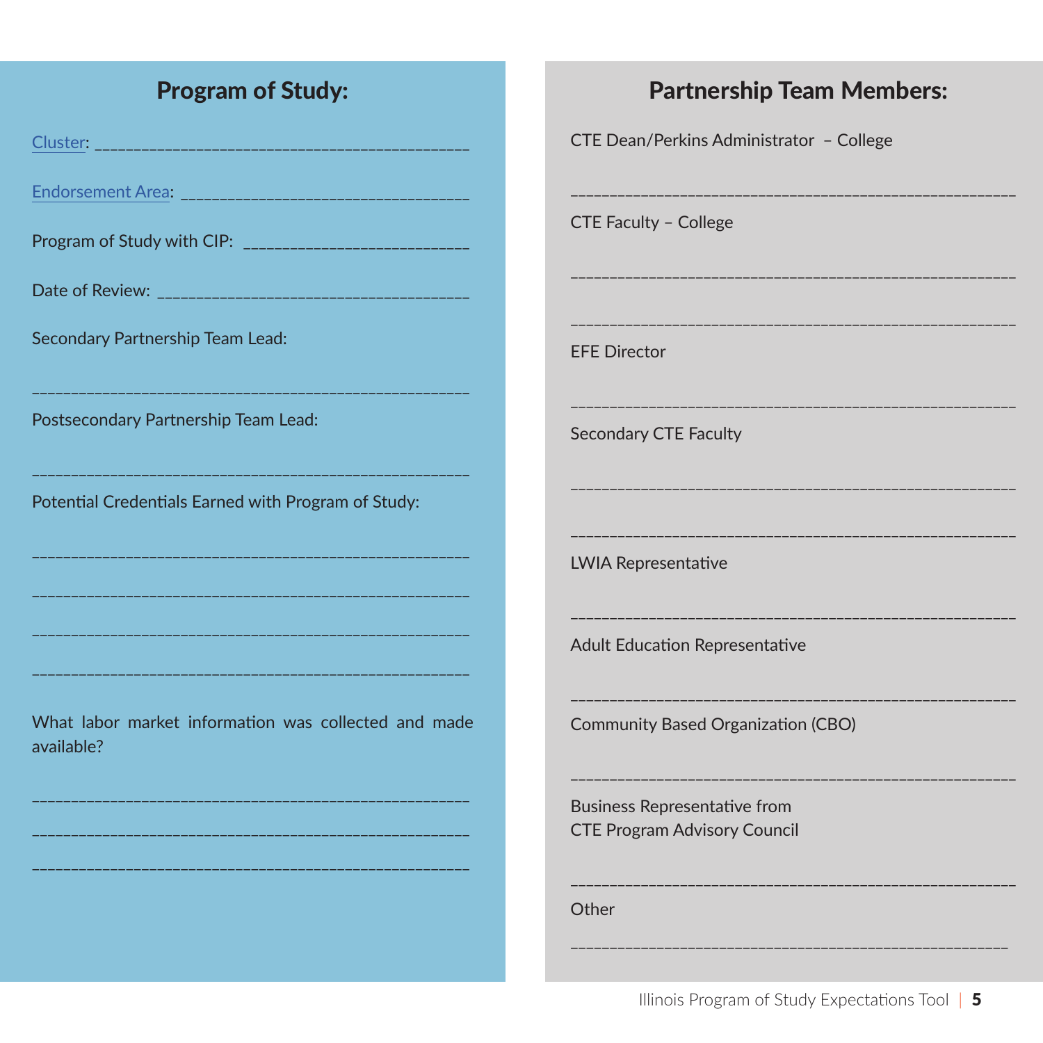## Program of Study:

Cluster: ______________________________________________

Endorsement Area: ____________________________________

Program of Study with CIP: ___________________________

Date of Review: ______________________________________

Secondary Partnership Team Lead:

______________________________________________________

Postsecondary Partnership Team Lead:

______________________________________________________

Potential Credentials Earned with Program of Study:

______________________________________________________

______________________________________________________

______________________________________________________

______________________________________________________

What labor market information was collected and made available?

______________________________________________________

______________________________________________________

______________________________________________________

## Partnership Team Members:

CTE Dean/Perkins Administrator – College

______________________________________________________

CTE Faculty – College

______________________________________________________

______________________________________________________

EFE Director

______________________________________________________

Secondary CTE Faculty

______________________________________________________

______________________________________________________

LWIA Representative

______________________________________________________

Adult Education Representative

______________________________________________________

Community Based Organization (CBO)

______________________________________________________

Business Representative from
CTE Program Advisory Council

______________________________________________________

Other

______________________________________________________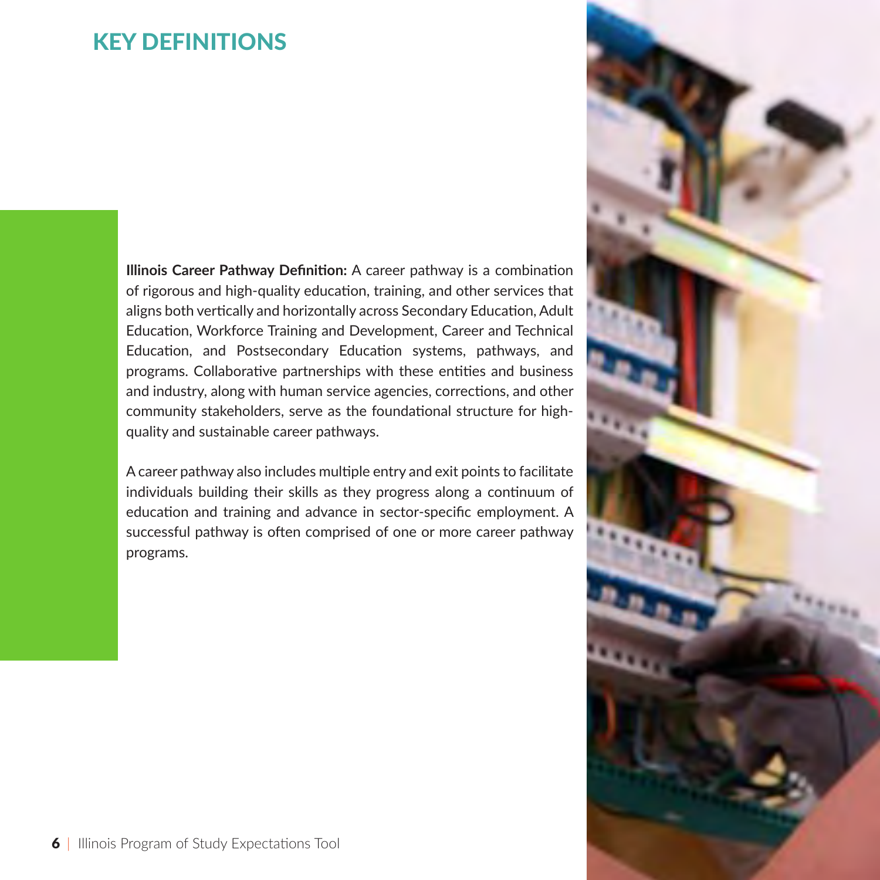# KEY DEFINITIONS

**Illinois Career Pathway Definition:** A career pathway is a combination of rigorous and high-quality education, training, and other services that aligns both vertically and horizontally across Secondary Education, Adult Education, Workforce Training and Development, Career and Technical Education, and Postsecondary Education systems, pathways, and programs. Collaborative partnerships with these entities and business and industry, along with human service agencies, corrections, and other community stakeholders, serve as the foundational structure for high-quality and sustainable career pathways.

A career pathway also includes multiple entry and exit points to facilitate individuals building their skills as they progress along a continuum of education and training and advance in sector-specific employment. A successful pathway is often comprised of one or more career pathway programs.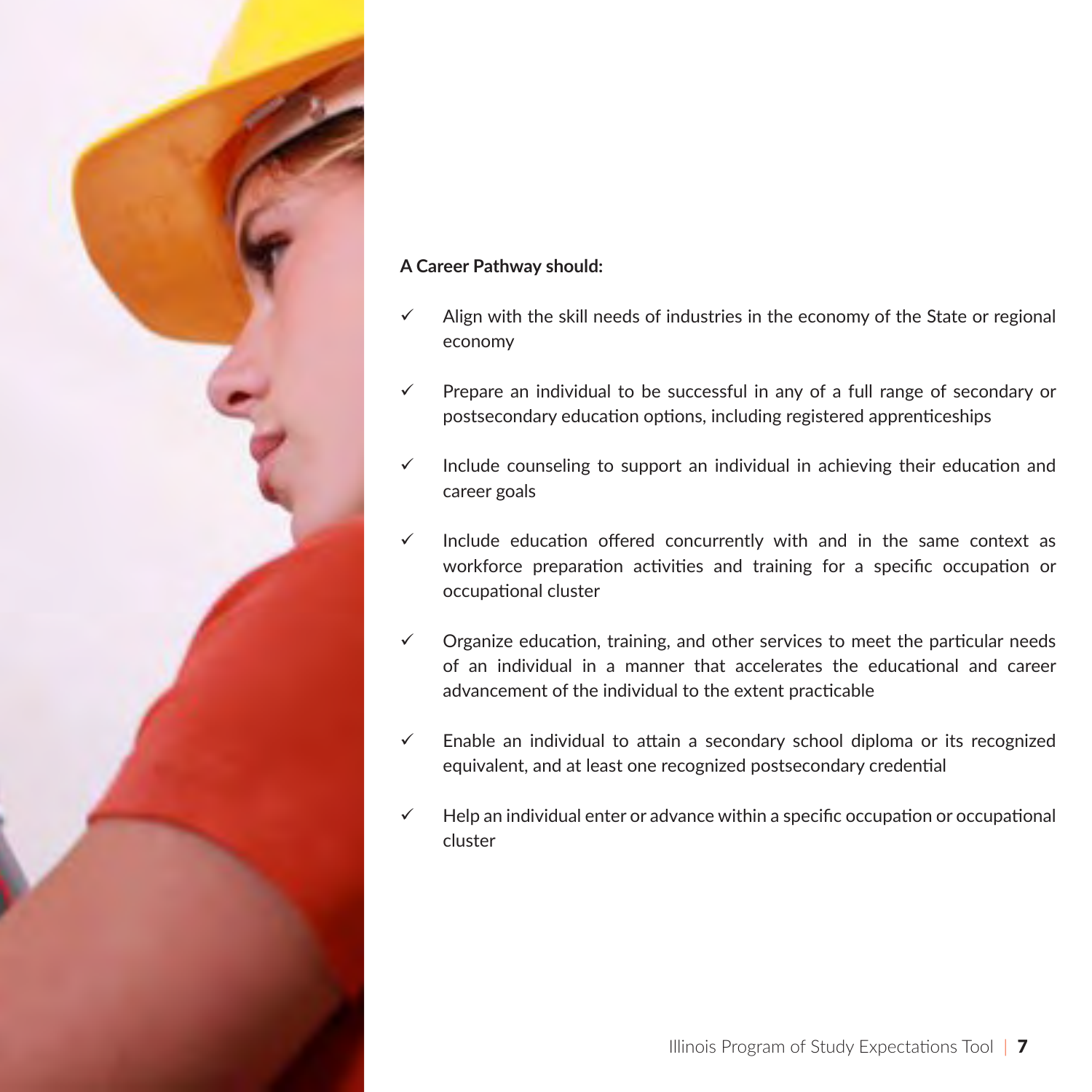**A Career Pathway should:**

- ✓ Align with the skill needs of industries in the economy of the State or regional economy
- ✓ Prepare an individual to be successful in any of a full range of secondary or postsecondary education options, including registered apprenticeships
- ✓ Include counseling to support an individual in achieving their education and career goals
- ✓ Include education offered concurrently with and in the same context as workforce preparation activities and training for a specific occupation or occupational cluster
- ✓ Organize education, training, and other services to meet the particular needs of an individual in a manner that accelerates the educational and career advancement of the individual to the extent practicable
- ✓ Enable an individual to attain a secondary school diploma or its recognized equivalent, and at least one recognized postsecondary credential
- ✓ Help an individual enter or advance within a specific occupation or occupational cluster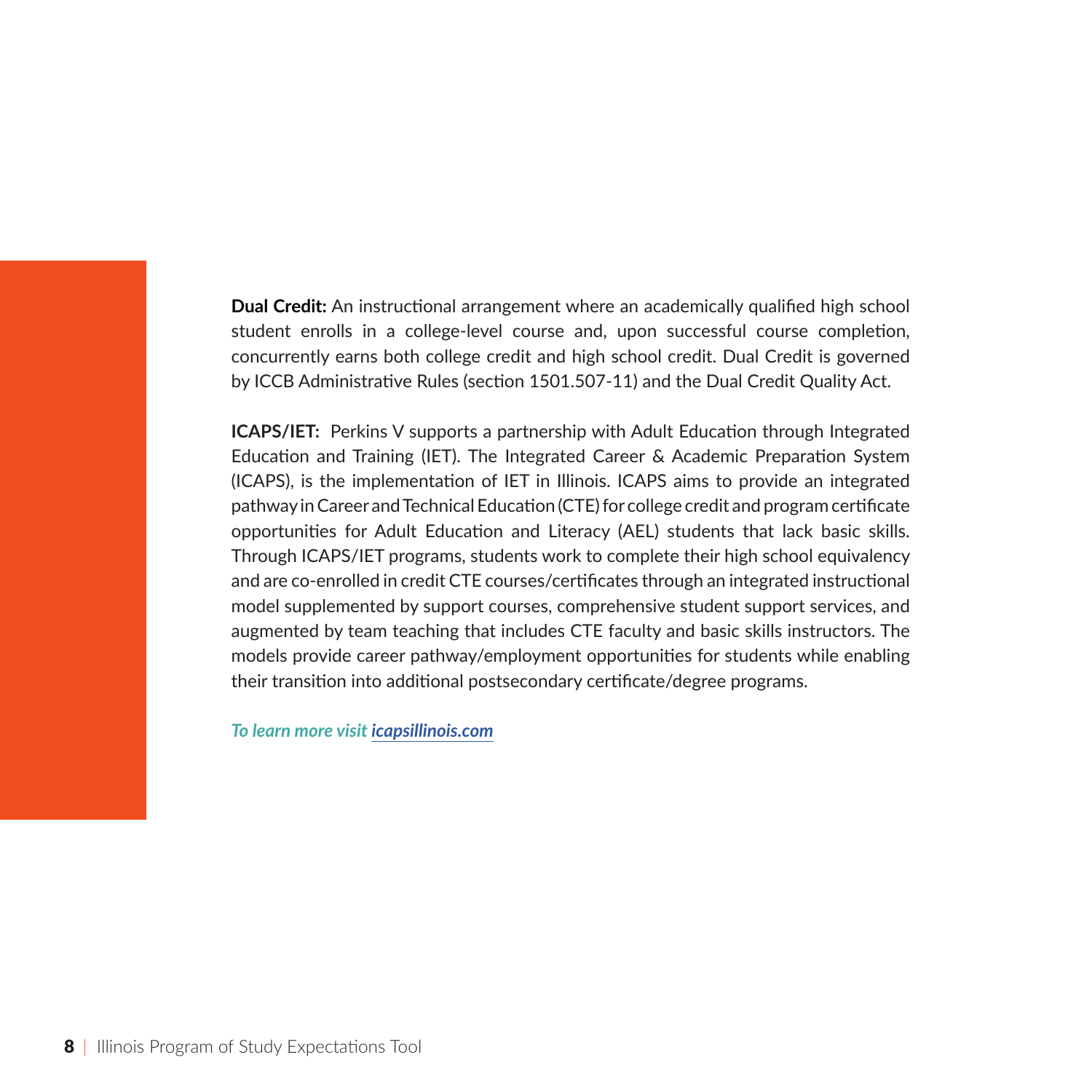**Dual Credit:** An instructional arrangement where an academically qualified high school student enrolls in a college-level course and, upon successful course completion, concurrently earns both college credit and high school credit. Dual Credit is governed by ICCB Administrative Rules (section 1501.507-11) and the Dual Credit Quality Act.

**ICAPS/IET:** Perkins V supports a partnership with Adult Education through Integrated Education and Training (IET). The Integrated Career & Academic Preparation System (ICAPS), is the implementation of IET in Illinois. ICAPS aims to provide an integrated pathway in Career and Technical Education (CTE) for college credit and program certificate opportunities for Adult Education and Literacy (AEL) students that lack basic skills. Through ICAPS/IET programs, students work to complete their high school equivalency and are co-enrolled in credit CTE courses/certificates through an integrated instructional model supplemented by support courses, comprehensive student support services, and augmented by team teaching that includes CTE faculty and basic skills instructors. The models provide career pathway/employment opportunities for students while enabling their transition into additional postsecondary certificate/degree programs.

***To learn more visit [icapsillinois.com](icapsillinois.com)***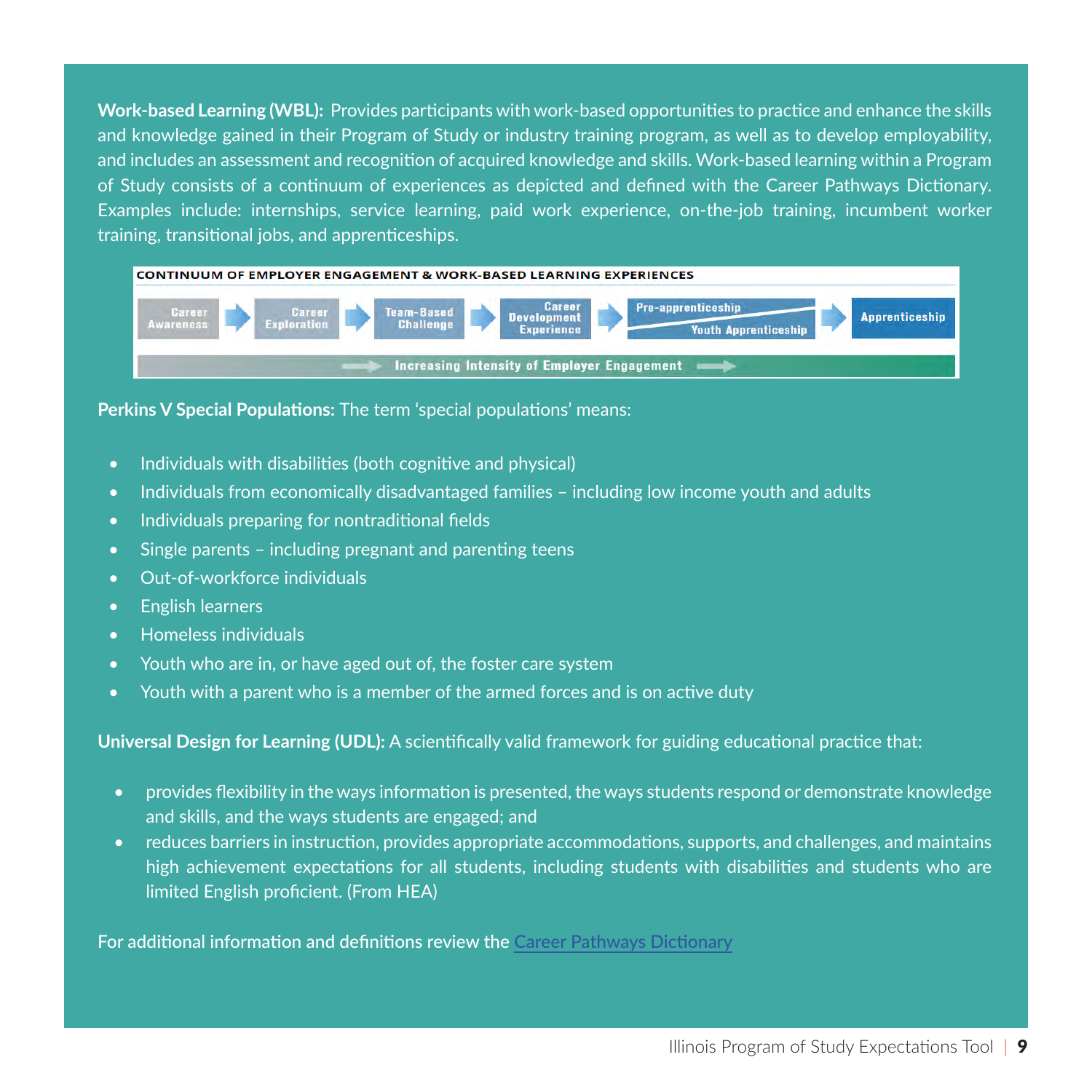**Work-based Learning (WBL):** Provides participants with work-based opportunities to practice and enhance the skills and knowledge gained in their Program of Study or industry training program, as well as to develop employability, and includes an assessment and recognition of acquired knowledge and skills. Work-based learning within a Program of Study consists of a continuum of experiences as depicted and defined with the Career Pathways Dictionary. Examples include: internships, service learning, paid work experience, on-the-job training, incumbent worker training, transitional jobs, and apprenticeships.

**CONTINUUM OF EMPLOYER ENGAGEMENT & WORK-BASED LEARNING EXPERIENCES**

Career Awareness → Career Exploration → Team-Based Challenge → Career Development Experience → Pre-apprenticeship / Youth Apprenticeship → Apprenticeship

Increasing Intensity of Employer Engagement

**Perkins V Special Populations:** The term 'special populations' means:

- Individuals with disabilities (both cognitive and physical)
- Individuals from economically disadvantaged families – including low income youth and adults
- Individuals preparing for nontraditional fields
- Single parents – including pregnant and parenting teens
- Out-of-workforce individuals
- English learners
- Homeless individuals
- Youth who are in, or have aged out of, the foster care system
- Youth with a parent who is a member of the armed forces and is on active duty

**Universal Design for Learning (UDL):** A scientifically valid framework for guiding educational practice that:

- provides flexibility in the ways information is presented, the ways students respond or demonstrate knowledge and skills, and the ways students are engaged; and
- reduces barriers in instruction, provides appropriate accommodations, supports, and challenges, and maintains high achievement expectations for all students, including students with disabilities and students who are limited English proficient. (From HEA)

For additional information and definitions review the Career Pathways Dictionary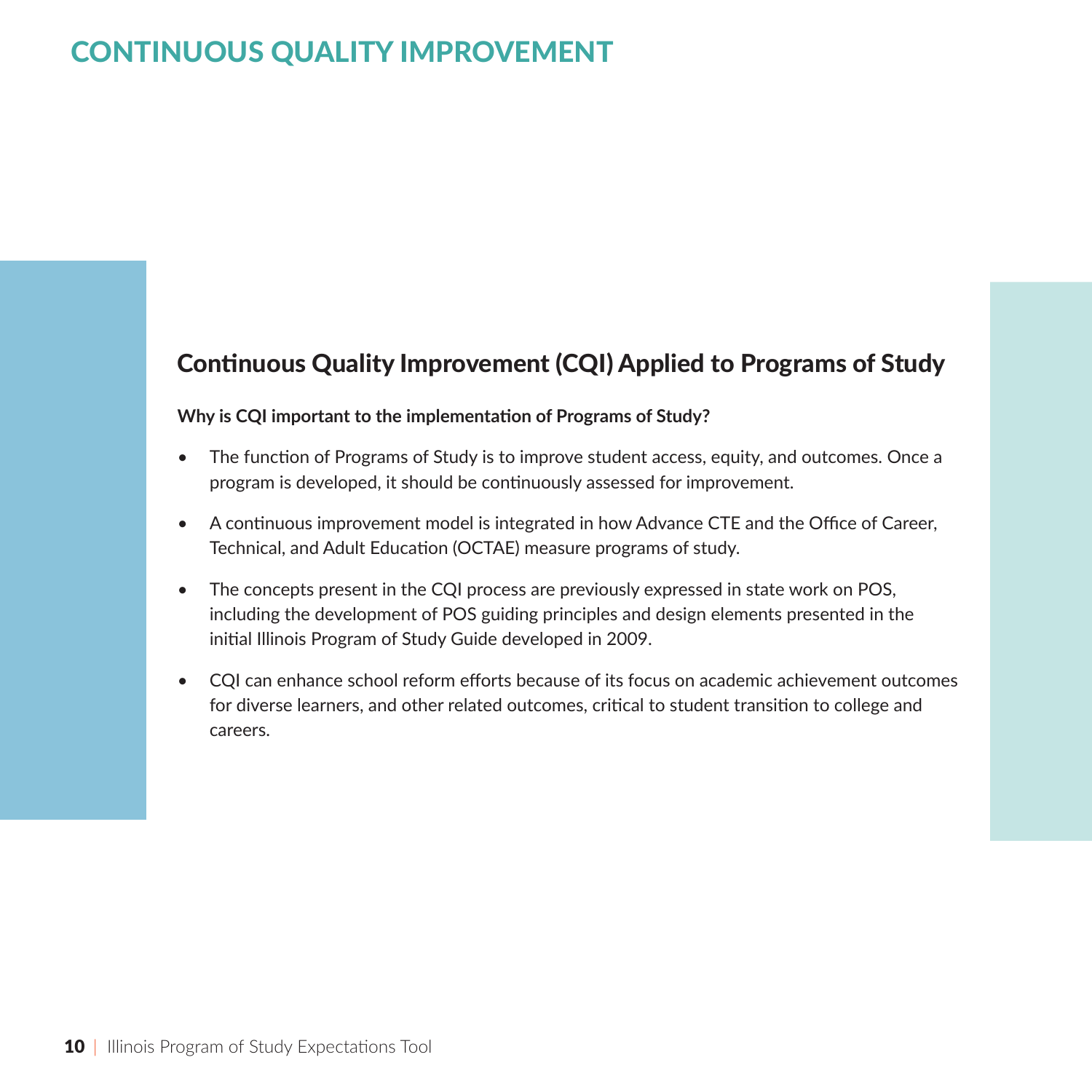# CONTINUOUS QUALITY IMPROVEMENT

## Continuous Quality Improvement (CQI) Applied to Programs of Study

**Why is CQI important to the implementation of Programs of Study?**

- The function of Programs of Study is to improve student access, equity, and outcomes. Once a program is developed, it should be continuously assessed for improvement.
- A continuous improvement model is integrated in how Advance CTE and the Office of Career, Technical, and Adult Education (OCTAE) measure programs of study.
- The concepts present in the CQI process are previously expressed in state work on POS, including the development of POS guiding principles and design elements presented in the initial Illinois Program of Study Guide developed in 2009.
- CQI can enhance school reform efforts because of its focus on academic achievement outcomes for diverse learners, and other related outcomes, critical to student transition to college and careers.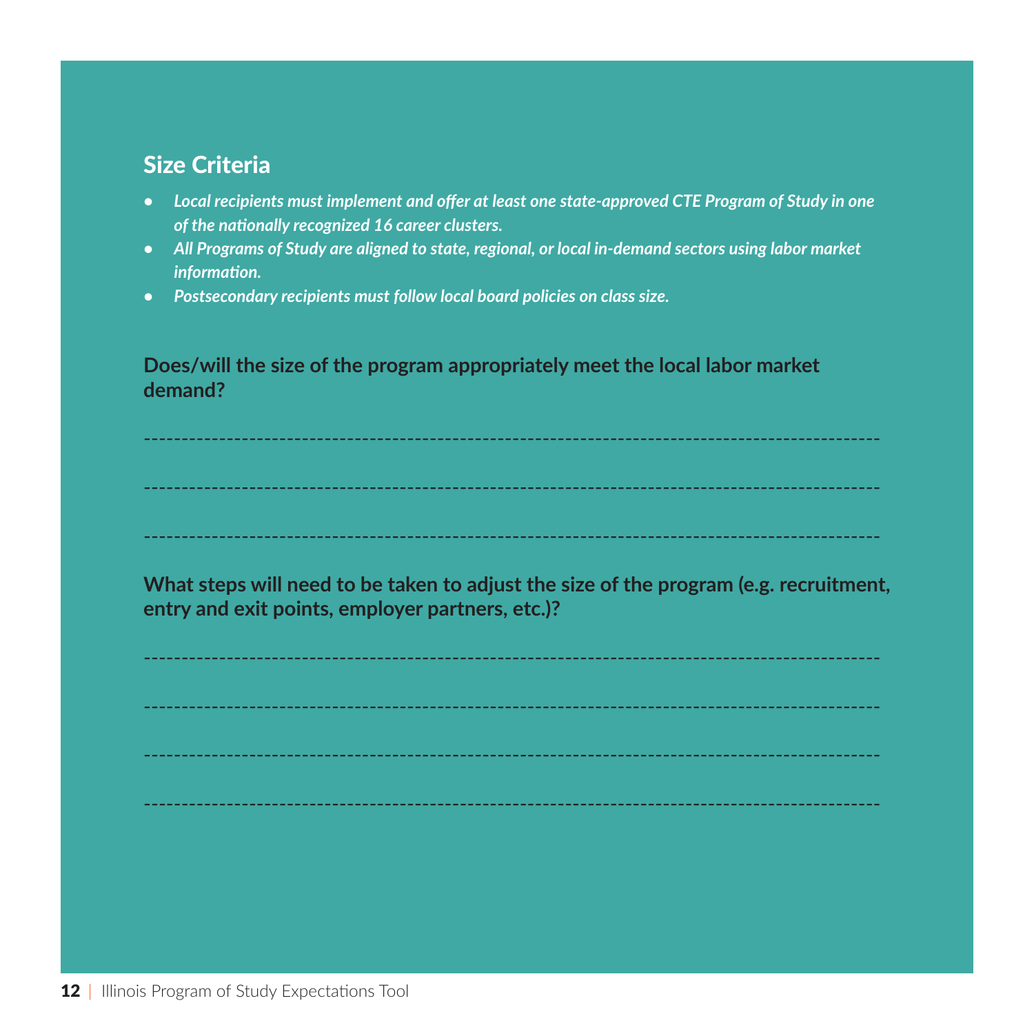## Size Criteria

- ***Local recipients must implement and offer at least one state-approved CTE Program of Study in one of the nationally recognized 16 career clusters.***
- ***All Programs of Study are aligned to state, regional, or local in-demand sectors using labor market information.***
- ***Postsecondary recipients must follow local board policies on class size.***

**Does/will the size of the program appropriately meet the local labor market demand?**

-----------------------------------------------------------------------------------------------

-----------------------------------------------------------------------------------------------

-----------------------------------------------------------------------------------------------

**What steps will need to be taken to adjust the size of the program (e.g. recruitment, entry and exit points, employer partners, etc.)?**

-----------------------------------------------------------------------------------------------

-----------------------------------------------------------------------------------------------

-----------------------------------------------------------------------------------------------

-----------------------------------------------------------------------------------------------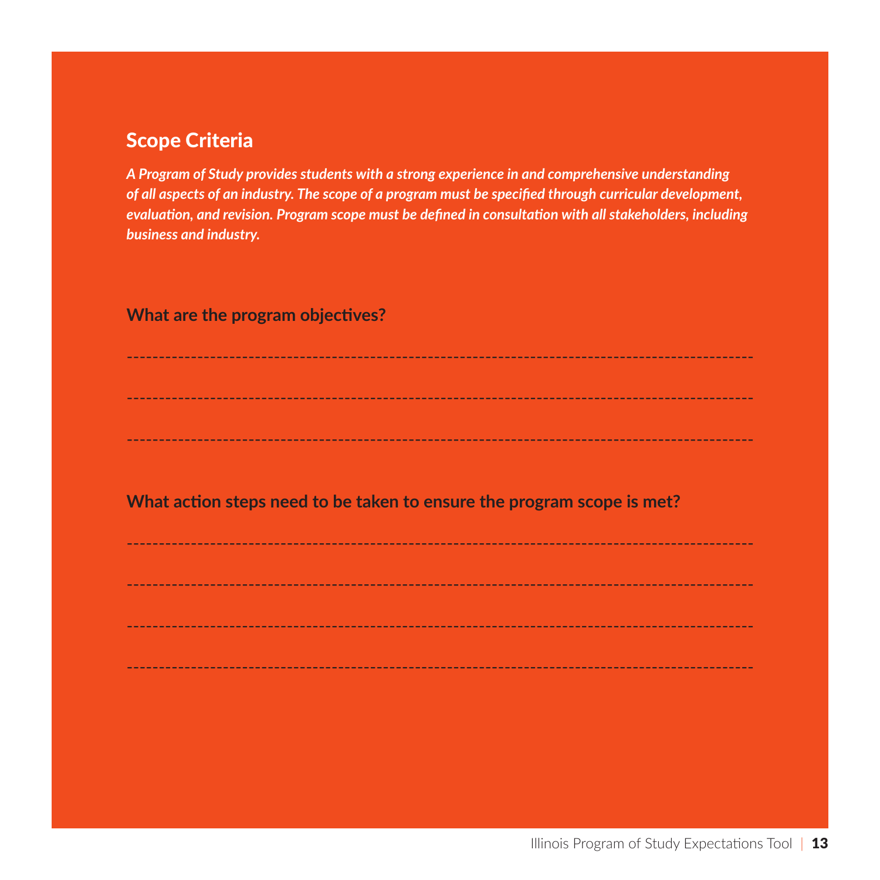## Scope Criteria

*A Program of Study provides students with a strong experience in and comprehensive understanding of all aspects of an industry. The scope of a program must be specified through curricular development, evaluation, and revision. Program scope must be defined in consultation with all stakeholders, including business and industry.*

**What are the program objectives?**

---

---

---

**What action steps need to be taken to ensure the program scope is met?**

---

---

---

---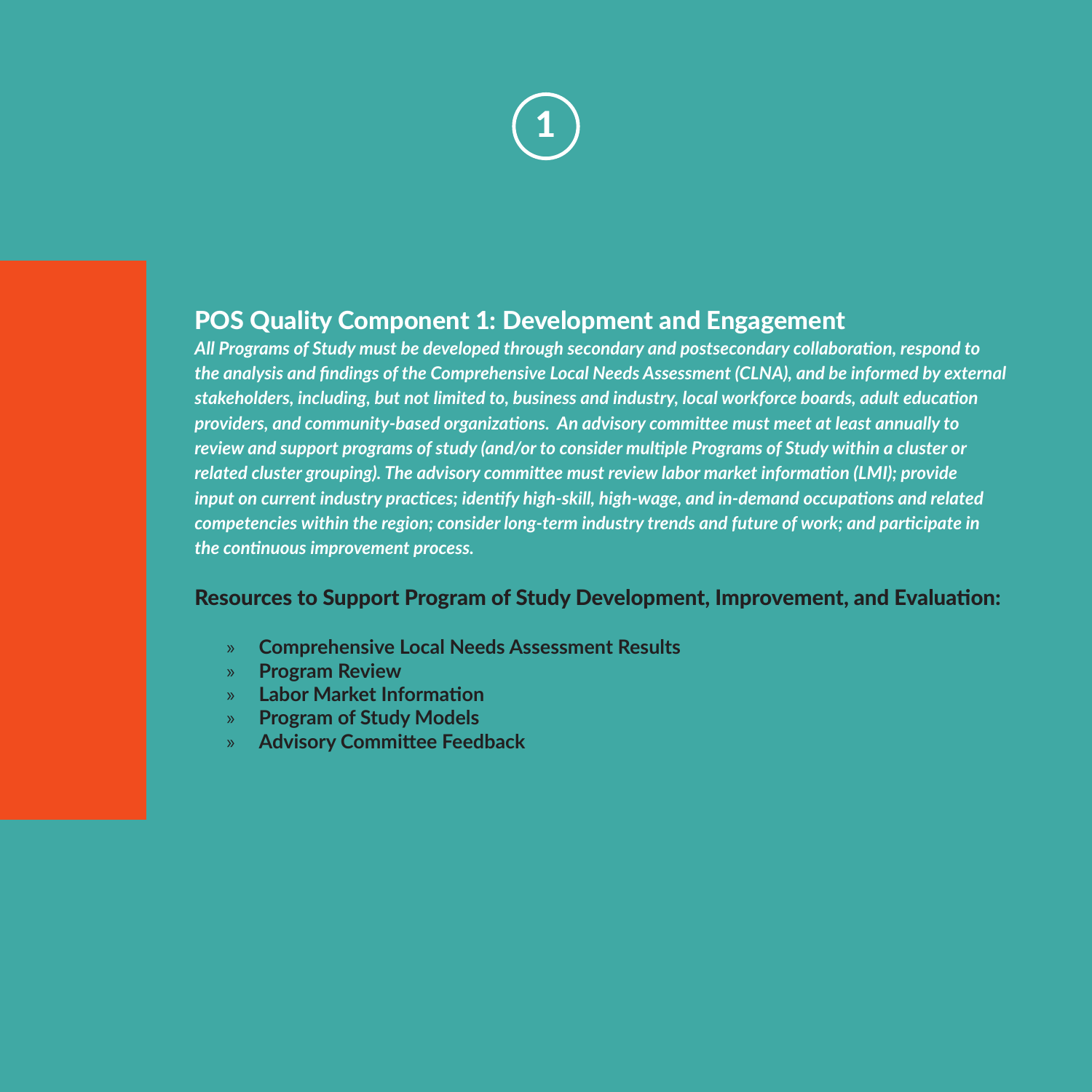1

## POS Quality Component 1: Development and Engagement

***All Programs of Study must be developed through secondary and postsecondary collaboration, respond to the analysis and findings of the Comprehensive Local Needs Assessment (CLNA), and be informed by external stakeholders, including, but not limited to, business and industry, local workforce boards, adult education providers, and community-based organizations. An advisory committee must meet at least annually to review and support programs of study (and/or to consider multiple Programs of Study within a cluster or related cluster grouping). The advisory committee must review labor market information (LMI); provide input on current industry practices; identify high-skill, high-wage, and in-demand occupations and related competencies within the region; consider long-term industry trends and future of work; and participate in the continuous improvement process.***

### Resources to Support Program of Study Development, Improvement, and Evaluation:

- **Comprehensive Local Needs Assessment Results**
- **Program Review**
- **Labor Market Information**
- **Program of Study Models**
- **Advisory Committee Feedback**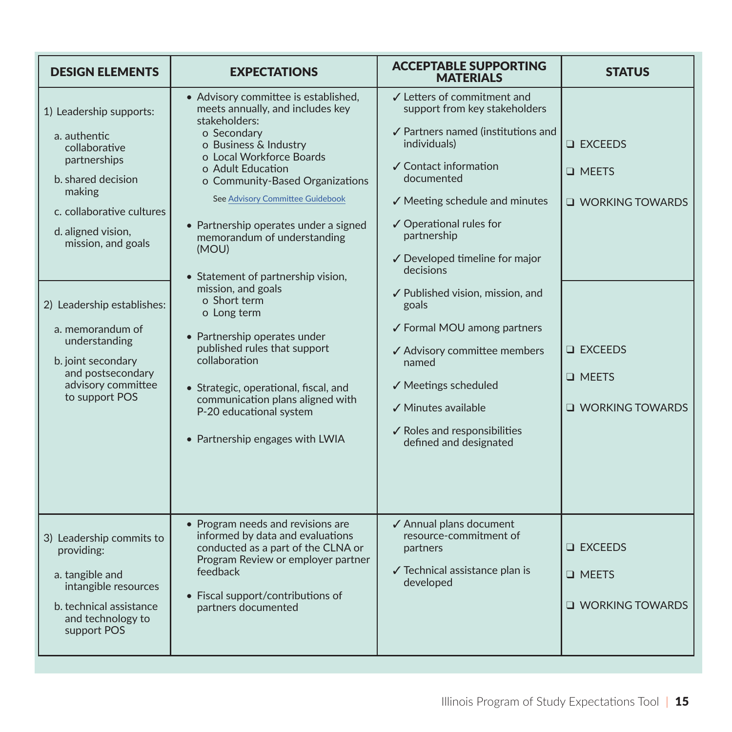| DESIGN ELEMENTS | EXPECTATIONS | ACCEPTABLE SUPPORTING MATERIALS | STATUS |
|---|---|---|---|
| 1) Leadership supports:<br>a. authentic collaborative partnerships<br>b. shared decision making<br>c. collaborative cultures<br>d. aligned vision, mission, and goals | • Advisory committee is established, meets annually, and includes key stakeholders:<br>o Secondary<br>o Business & Industry<br>o Local Workforce Boards<br>o Adult Education<br>o Community-Based Organizations<br>See [Advisory Committee Guidebook]<br>• Partnership operates under a signed memorandum of understanding (MOU)<br>• Statement of partnership vision, mission, and goals<br>o Short term<br>o Long term<br>• Partnership operates under published rules that support collaboration<br>• Strategic, operational, fiscal, and communication plans aligned with P-20 educational system<br>• Partnership engages with LWIA | ✓ Letters of commitment and support from key stakeholders<br>✓ Partners named (institutions and individuals)<br>✓ Contact information documented<br>✓ Meeting schedule and minutes<br>✓ Operational rules for partnership<br>✓ Developed timeline for major decisions | ❑ EXCEEDS<br>❑ MEETS<br>❑ WORKING TOWARDS |
| 2) Leadership establishes:<br>a. memorandum of understanding<br>b. joint secondary and postsecondary advisory committee to support POS | | ✓ Published vision, mission, and goals<br>✓ Formal MOU among partners<br>✓ Advisory committee members named<br>✓ Meetings scheduled<br>✓ Minutes available<br>✓ Roles and responsibilities defined and designated | ❑ EXCEEDS<br>❑ MEETS<br>❑ WORKING TOWARDS |
| 3) Leadership commits to providing:<br>a. tangible and intangible resources<br>b. technical assistance and technology to support POS | • Program needs and revisions are informed by data and evaluations conducted as a part of the CLNA or Program Review or employer partner feedback<br>• Fiscal support/contributions of partners documented | ✓ Annual plans document resource-commitment of partners<br>✓ Technical assistance plan is developed | ❑ EXCEEDS<br>❑ MEETS<br>❑ WORKING TOWARDS |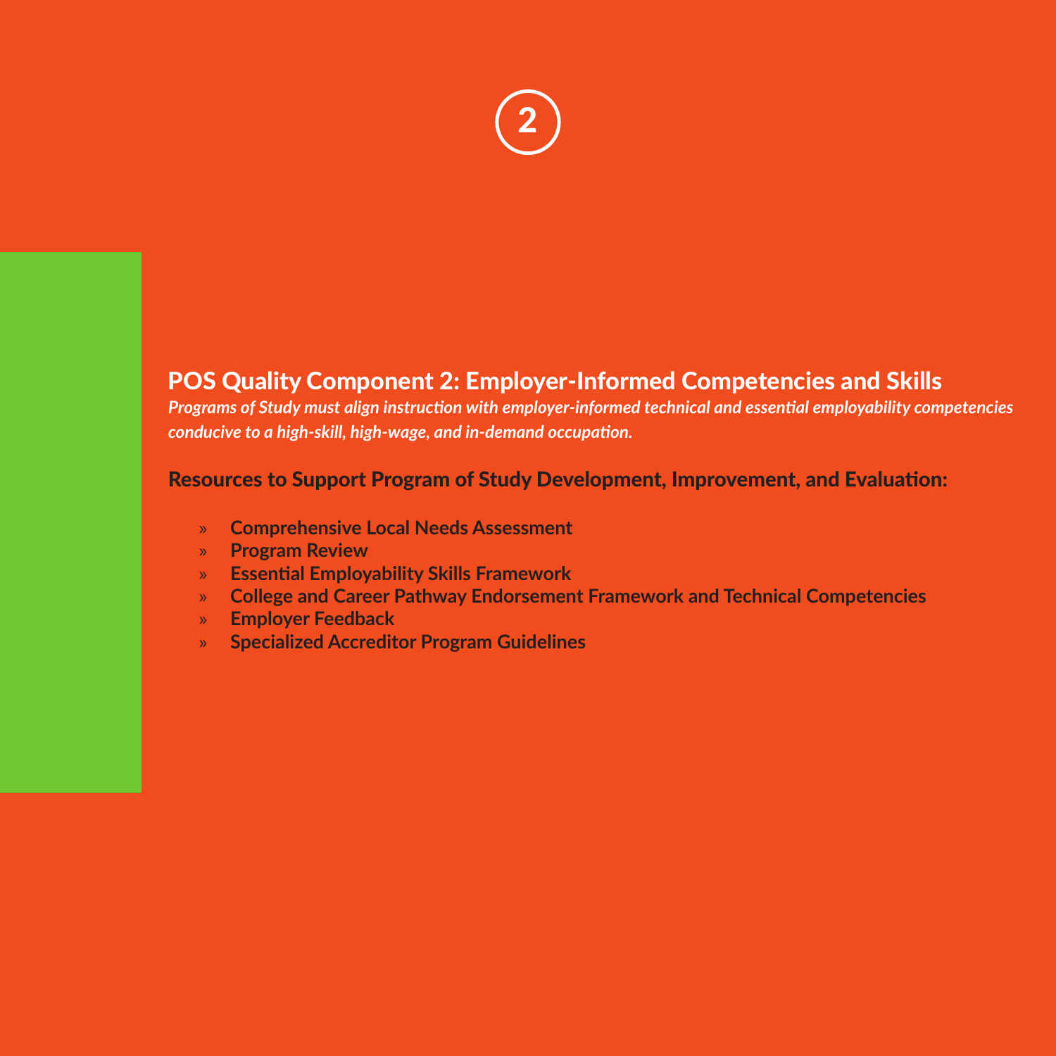2

## POS Quality Component 2: Employer-Informed Competencies and Skills

***Programs of Study must align instruction with employer-informed technical and essential employability competencies conducive to a high-skill, high-wage, and in-demand occupation.***

### Resources to Support Program of Study Development, Improvement, and Evaluation:

- **Comprehensive Local Needs Assessment**
- **Program Review**
- **Essential Employability Skills Framework**
- **College and Career Pathway Endorsement Framework and Technical Competencies**
- **Employer Feedback**
- **Specialized Accreditor Program Guidelines**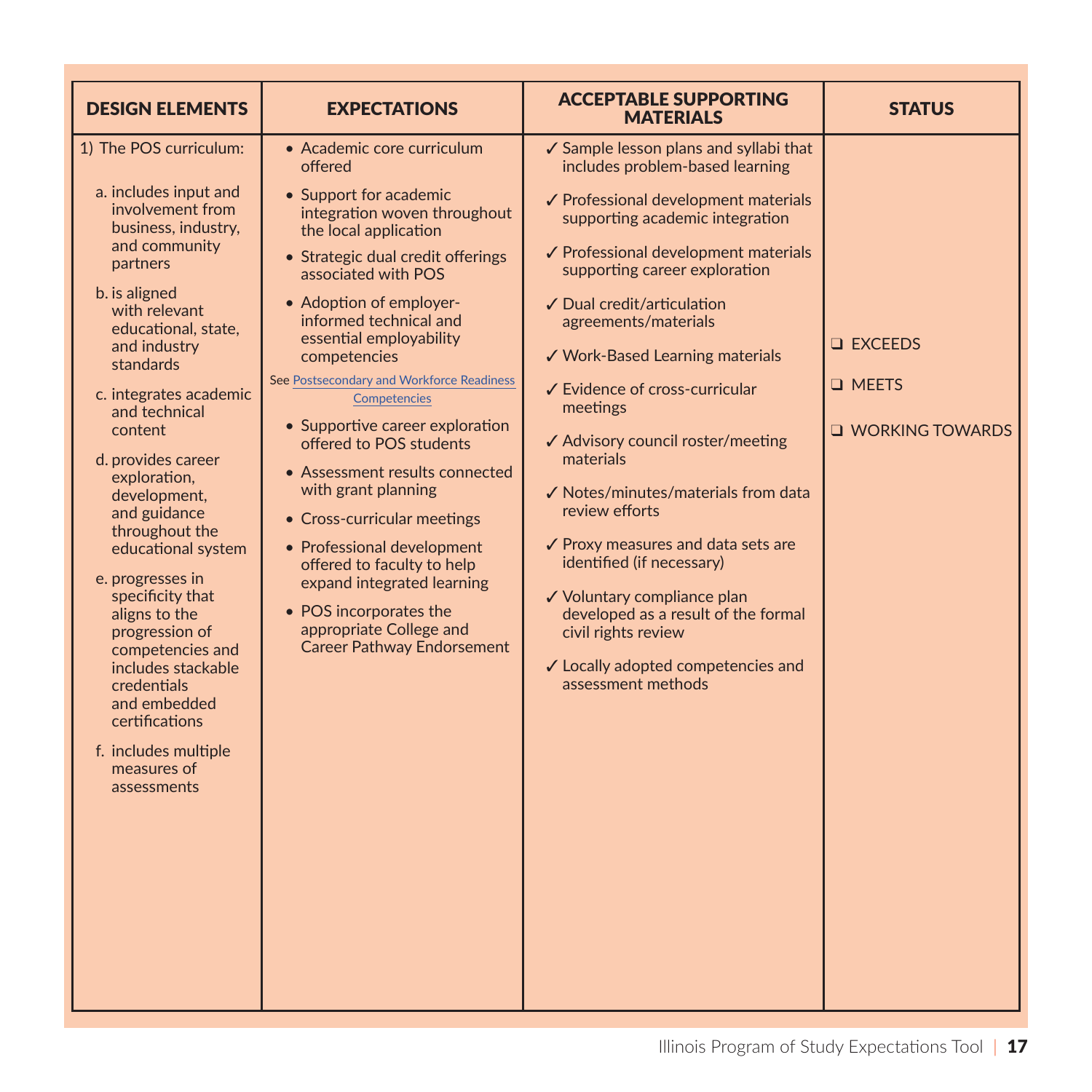| DESIGN ELEMENTS | EXPECTATIONS | ACCEPTABLE SUPPORTING MATERIALS | STATUS |
|---|---|---|---|
| 1) The POS curriculum:<br><br>a. includes input and involvement from business, industry, and community partners<br><br>b. is aligned with relevant educational, state, and industry standards<br><br>c. integrates academic and technical content<br><br>d. provides career exploration, development, and guidance throughout the educational system<br><br>e. progresses in specificity that aligns to the progression of competencies and includes stackable credentials and embedded certifications<br><br>f. includes multiple measures of assessments | • Academic core curriculum offered<br><br>• Support for academic integration woven throughout the local application<br><br>• Strategic dual credit offerings associated with POS<br><br>• Adoption of employer-informed technical and essential employability competencies<br><br>See Postsecondary and Workforce Readiness Competencies<br><br>• Supportive career exploration offered to POS students<br><br>• Assessment results connected with grant planning<br><br>• Cross-curricular meetings<br><br>• Professional development offered to faculty to help expand integrated learning<br><br>• POS incorporates the appropriate College and Career Pathway Endorsement | ✓ Sample lesson plans and syllabi that includes problem-based learning<br><br>✓ Professional development materials supporting academic integration<br><br>✓ Professional development materials supporting career exploration<br><br>✓ Dual credit/articulation agreements/materials<br><br>✓ Work-Based Learning materials<br><br>✓ Evidence of cross-curricular meetings<br><br>✓ Advisory council roster/meeting materials<br><br>✓ Notes/minutes/materials from data review efforts<br><br>✓ Proxy measures and data sets are identified (if necessary)<br><br>✓ Voluntary compliance plan developed as a result of the formal civil rights review<br><br>✓ Locally adopted competencies and assessment methods | ❑ EXCEEDS<br><br>❑ MEETS<br><br>❑ WORKING TOWARDS |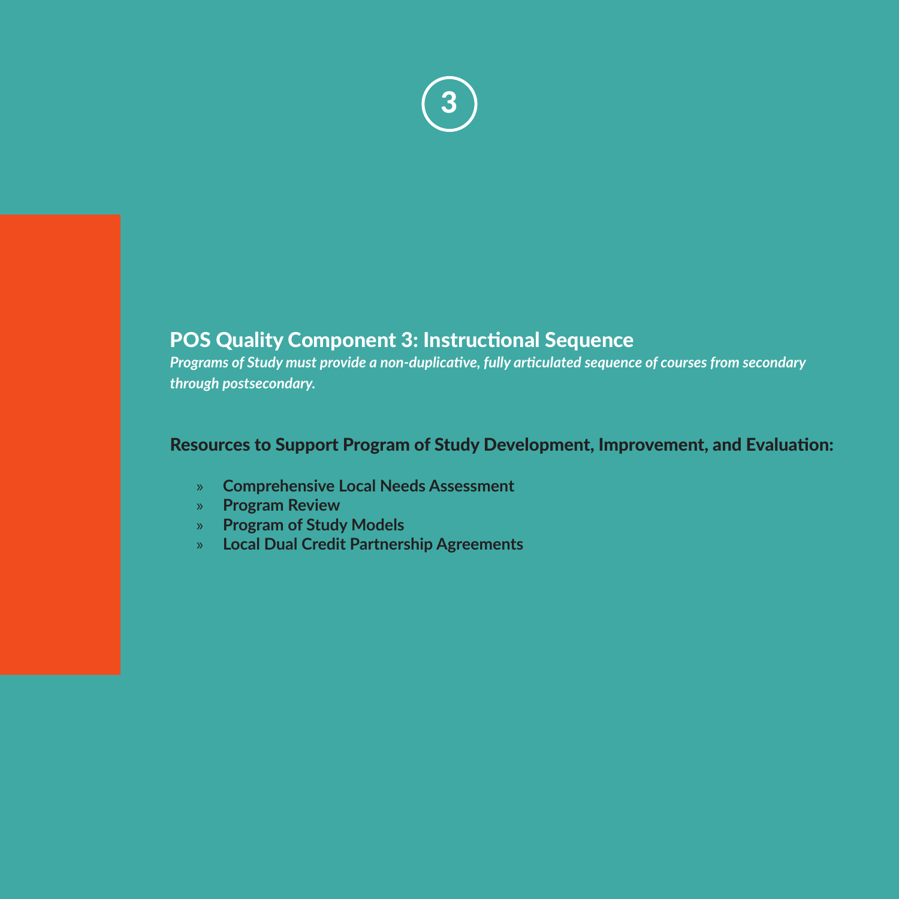3

## POS Quality Component 3: Instructional Sequence

***Programs of Study must provide a non-duplicative, fully articulated sequence of courses from secondary through postsecondary.***

### Resources to Support Program of Study Development, Improvement, and Evaluation:

- **Comprehensive Local Needs Assessment**
- **Program Review**
- **Program of Study Models**
- **Local Dual Credit Partnership Agreements**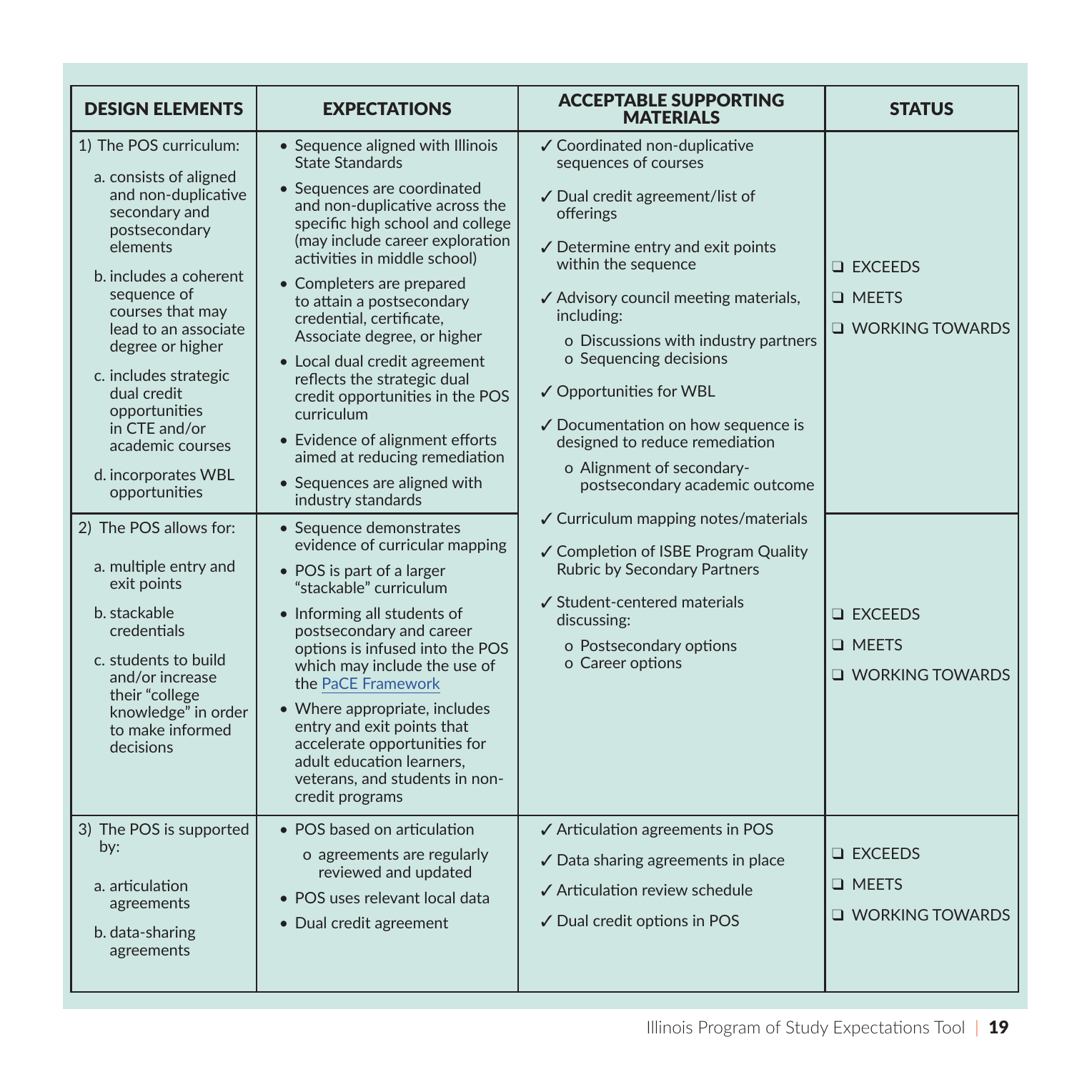| DESIGN ELEMENTS | EXPECTATIONS | ACCEPTABLE SUPPORTING MATERIALS | STATUS |
|---|---|---|---|
| 1) The POS curriculum:<br>a. consists of aligned and non-duplicative secondary and postsecondary elements<br>b. includes a coherent sequence of courses that may lead to an associate degree or higher<br>c. includes strategic dual credit opportunities in CTE and/or academic courses<br>d. incorporates WBL opportunities | • Sequence aligned with Illinois State Standards<br>• Sequences are coordinated and non-duplicative across the specific high school and college (may include career exploration activities in middle school)<br>• Completers are prepared to attain a postsecondary credential, certificate, Associate degree, or higher<br>• Local dual credit agreement reflects the strategic dual credit opportunities in the POS curriculum<br>• Evidence of alignment efforts aimed at reducing remediation<br>• Sequences are aligned with industry standards | ✓ Coordinated non-duplicative sequences of courses<br>✓ Dual credit agreement/list of offerings<br>✓ Determine entry and exit points within the sequence<br>✓ Advisory council meeting materials, including:<br>o Discussions with industry partners<br>o Sequencing decisions<br>✓ Opportunities for WBL<br>✓ Documentation on how sequence is designed to reduce remediation<br>o Alignment of secondary-postsecondary academic outcome<br>✓ Curriculum mapping notes/materials<br>✓ Completion of ISBE Program Quality Rubric by Secondary Partners<br>✓ Student-centered materials discussing:<br>o Postsecondary options<br>o Career options | ❑ EXCEEDS<br>❑ MEETS<br>❑ WORKING TOWARDS |
| 2) The POS allows for:<br>a. multiple entry and exit points<br>b. stackable credentials<br>c. students to build and/or increase their "college knowledge" in order to make informed decisions | • Sequence demonstrates evidence of curricular mapping<br>• POS is part of a larger "stackable" curriculum<br>• Informing all students of postsecondary and career options is infused into the POS which may include the use of the PaCE Framework<br>• Where appropriate, includes entry and exit points that accelerate opportunities for adult education learners, veterans, and students in non-credit programs | | ❑ EXCEEDS<br>❑ MEETS<br>❑ WORKING TOWARDS |
| 3) The POS is supported by:<br>a. articulation agreements<br>b. data-sharing agreements | • POS based on articulation<br>o agreements are regularly reviewed and updated<br>• POS uses relevant local data<br>• Dual credit agreement | ✓ Articulation agreements in POS<br>✓ Data sharing agreements in place<br>✓ Articulation review schedule<br>✓ Dual credit options in POS | ❑ EXCEEDS<br>❑ MEETS<br>❑ WORKING TOWARDS |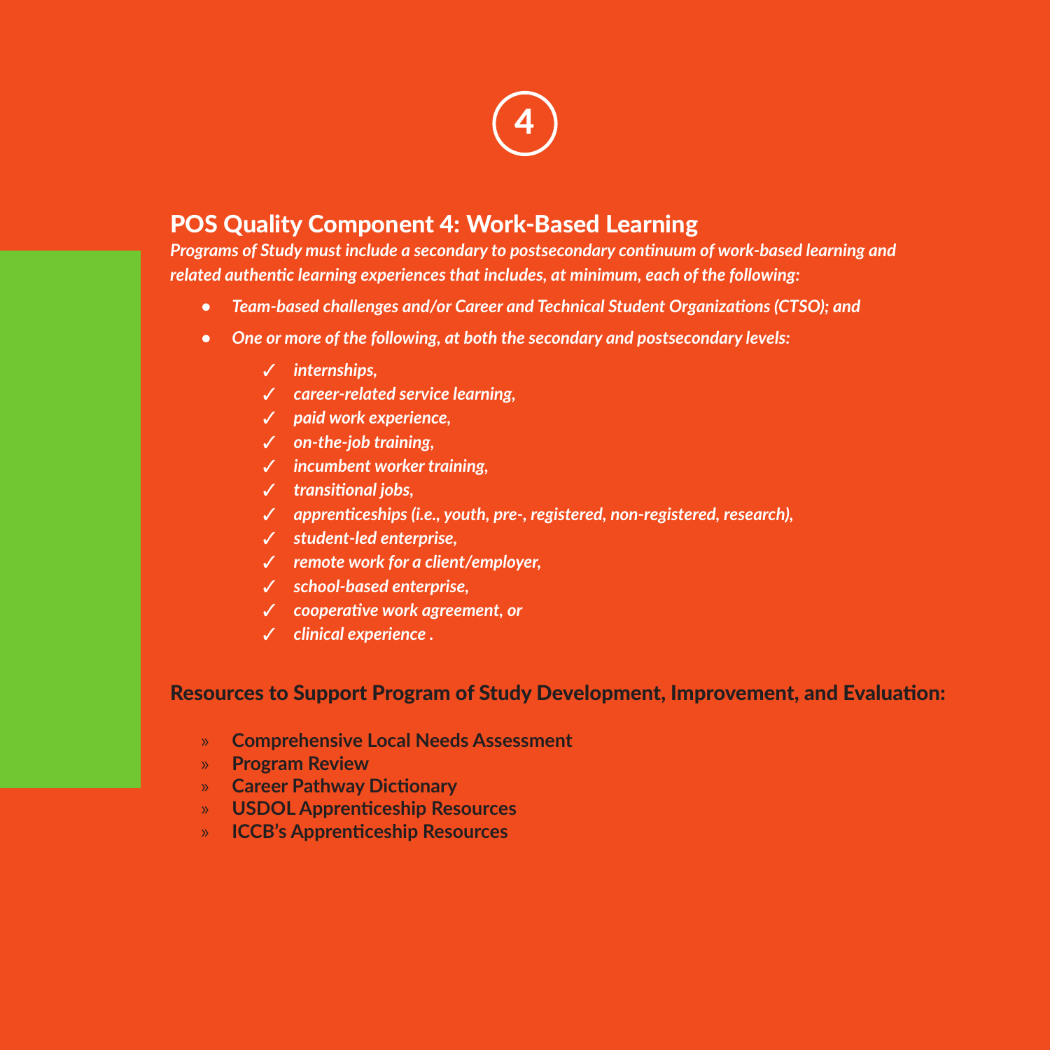4

## POS Quality Component 4: Work-Based Learning

***Programs of Study must include a secondary to postsecondary continuum of work-based learning and related authentic learning experiences that includes, at minimum, each of the following:***

- ***Team-based challenges and/or Career and Technical Student Organizations (CTSO); and***
- ***One or more of the following, at both the secondary and postsecondary levels:***
  - ✓ ***internships,***
  - ✓ ***career-related service learning,***
  - ✓ ***paid work experience,***
  - ✓ ***on-the-job training,***
  - ✓ ***incumbent worker training,***
  - ✓ ***transitional jobs,***
  - ✓ ***apprenticeships (i.e., youth, pre-, registered, non-registered, research),***
  - ✓ ***student-led enterprise,***
  - ✓ ***remote work for a client/employer,***
  - ✓ ***school-based enterprise,***
  - ✓ ***cooperative work agreement, or***
  - ✓ ***clinical experience .***

### Resources to Support Program of Study Development, Improvement, and Evaluation:

- **Comprehensive Local Needs Assessment**
- **Program Review**
- **Career Pathway Dictionary**
- **USDOL Apprenticeship Resources**
- **ICCB's Apprenticeship Resources**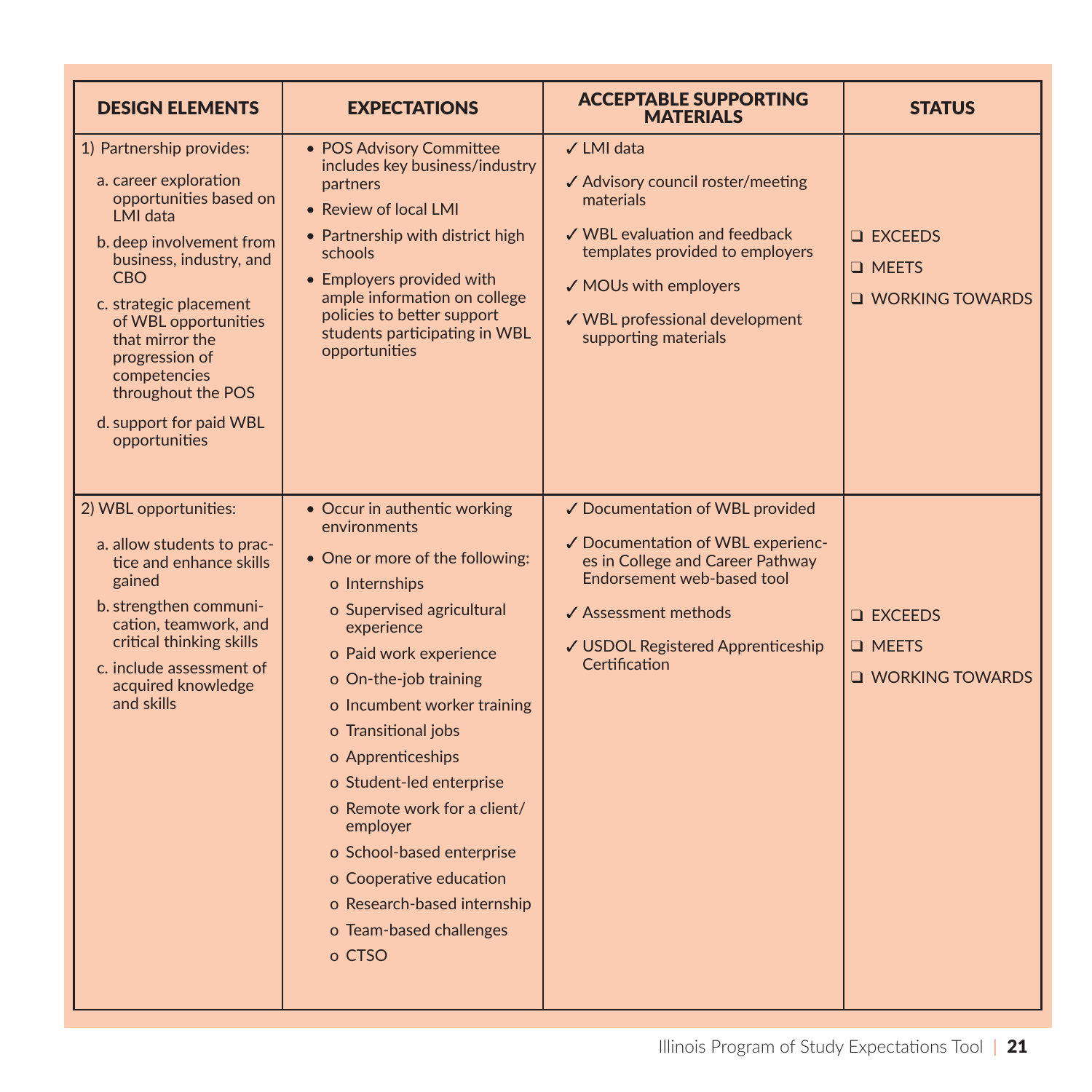| DESIGN ELEMENTS | EXPECTATIONS | ACCEPTABLE SUPPORTING MATERIALS | STATUS |
|---|---|---|---|
| 1) Partnership provides:<br>a. career exploration opportunities based on LMI data<br>b. deep involvement from business, industry, and CBO<br>c. strategic placement of WBL opportunities that mirror the progression of competencies throughout the POS<br>d. support for paid WBL opportunities | • POS Advisory Committee includes key business/industry partners<br>• Review of local LMI<br>• Partnership with district high schools<br>• Employers provided with ample information on college policies to better support students participating in WBL opportunities | ✓ LMI data<br>✓ Advisory council roster/meeting materials<br>✓ WBL evaluation and feedback templates provided to employers<br>✓ MOUs with employers<br>✓ WBL professional development supporting materials | ❑ EXCEEDS<br>❑ MEETS<br>❑ WORKING TOWARDS |
| 2) WBL opportunities:<br>a. allow students to practice and enhance skills gained<br>b. strengthen communication, teamwork, and critical thinking skills<br>c. include assessment of acquired knowledge and skills | • Occur in authentic working environments<br>• One or more of the following:<br>o Internships<br>o Supervised agricultural experience<br>o Paid work experience<br>o On-the-job training<br>o Incumbent worker training<br>o Transitional jobs<br>o Apprenticeships<br>o Student-led enterprise<br>o Remote work for a client/employer<br>o School-based enterprise<br>o Cooperative education<br>o Research-based internship<br>o Team-based challenges<br>o CTSO | ✓ Documentation of WBL provided<br>✓ Documentation of WBL experiences in College and Career Pathway Endorsement web-based tool<br>✓ Assessment methods<br>✓ USDOL Registered Apprenticeship Certification | ❑ EXCEEDS<br>❑ MEETS<br>❑ WORKING TOWARDS |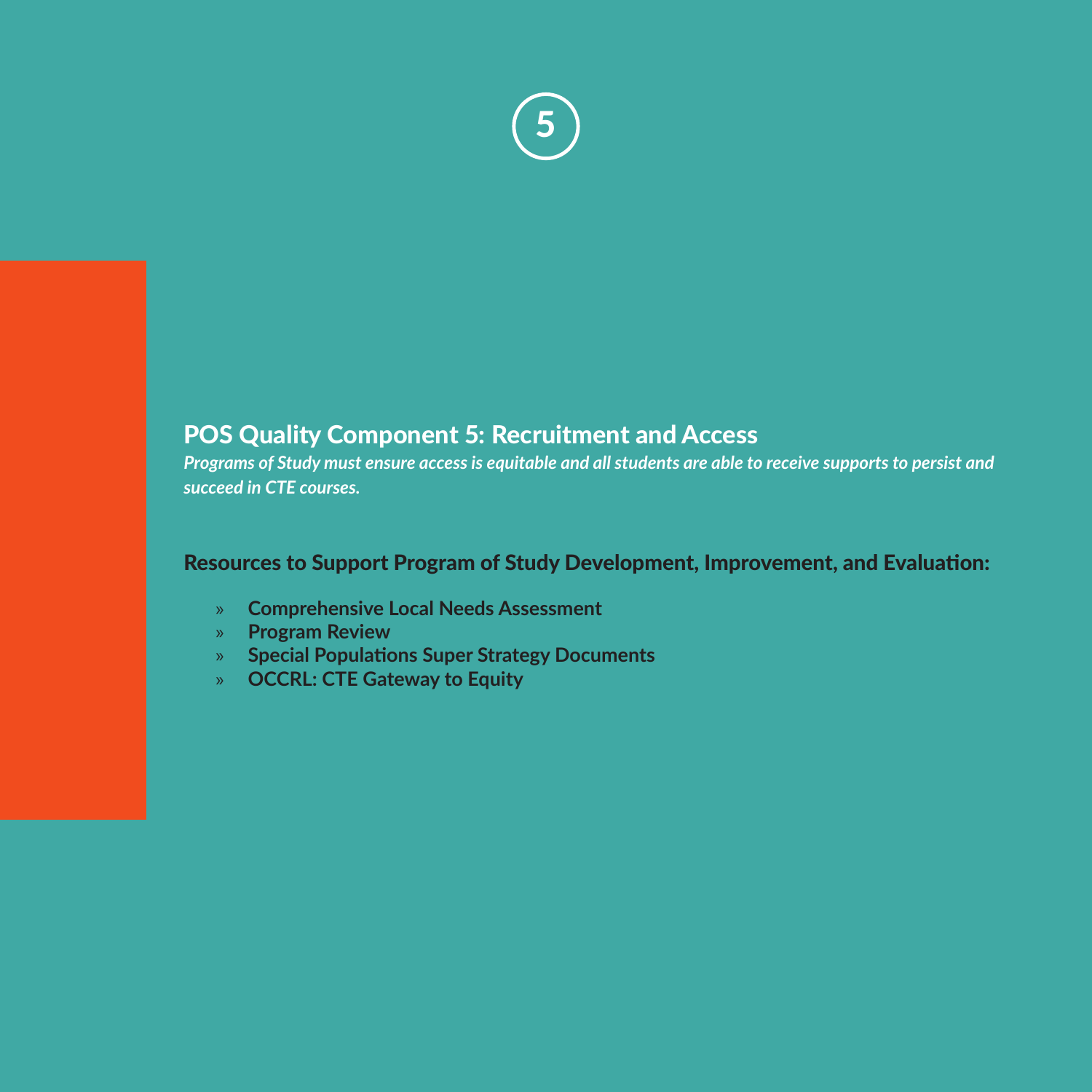5

## POS Quality Component 5: Recruitment and Access

*Programs of Study must ensure access is equitable and all students are able to receive supports to persist and succeed in CTE courses.*

### Resources to Support Program of Study Development, Improvement, and Evaluation:

- **Comprehensive Local Needs Assessment**
- **Program Review**
- **Special Populations Super Strategy Documents**
- **OCCRL: CTE Gateway to Equity**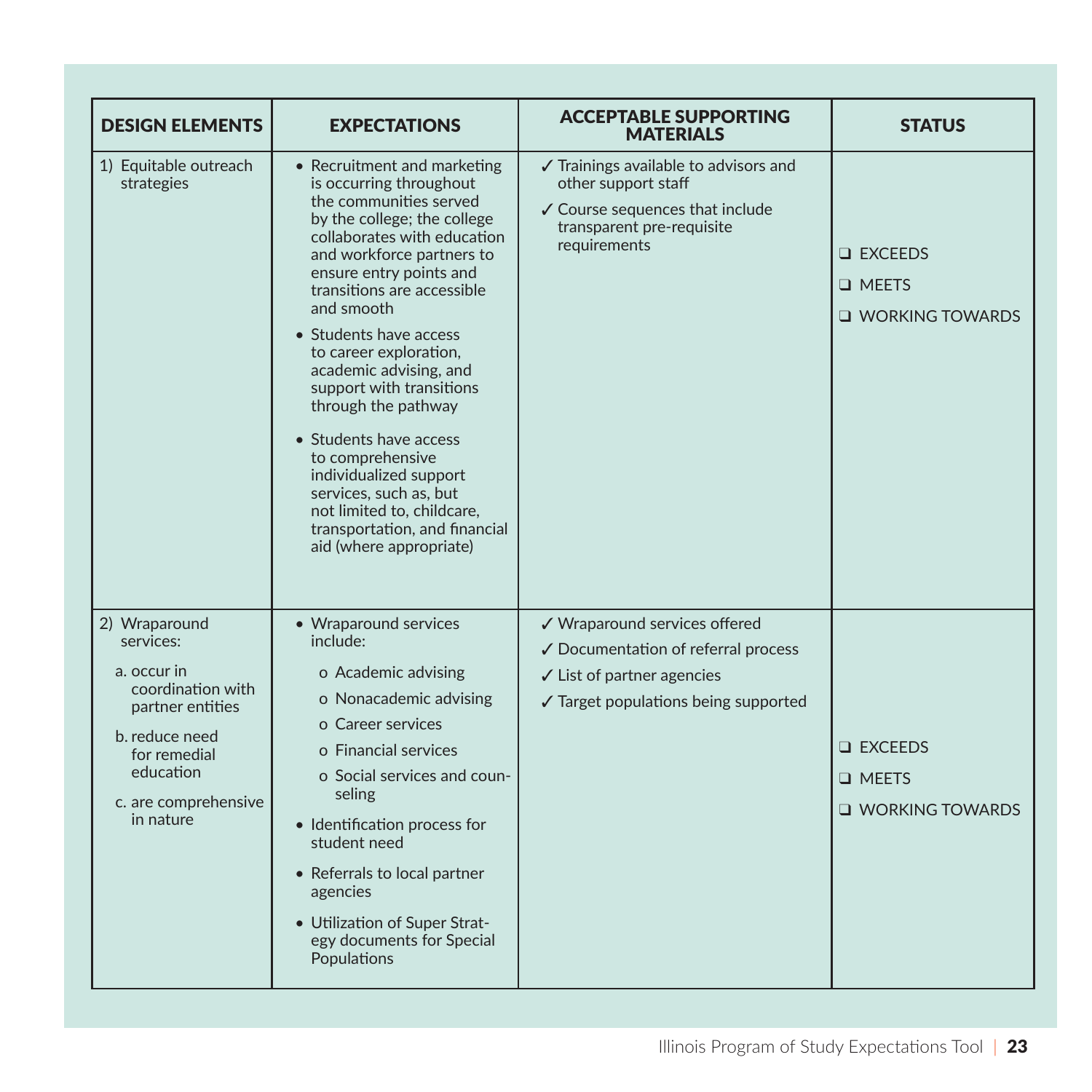| DESIGN ELEMENTS | EXPECTATIONS | ACCEPTABLE SUPPORTING MATERIALS | STATUS |
|---|---|---|---|
| 1) Equitable outreach strategies | • Recruitment and marketing is occurring throughout the communities served by the college; the college collaborates with education and workforce partners to ensure entry points and transitions are accessible and smooth<br>• Students have access to career exploration, academic advising, and support with transitions through the pathway<br>• Students have access to comprehensive individualized support services, such as, but not limited to, childcare, transportation, and financial aid (where appropriate) | ✓ Trainings available to advisors and other support staff<br>✓ Course sequences that include transparent pre-requisite requirements | ❑ EXCEEDS<br>❑ MEETS<br>❑ WORKING TOWARDS |
| 2) Wraparound services:<br>a. occur in coordination with partner entities<br>b. reduce need for remedial education<br>c. are comprehensive in nature | • Wraparound services include:<br>o Academic advising<br>o Nonacademic advising<br>o Career services<br>o Financial services<br>o Social services and counseling<br>• Identification process for student need<br>• Referrals to local partner agencies<br>• Utilization of Super Strategy documents for Special Populations | ✓ Wraparound services offered<br>✓ Documentation of referral process<br>✓ List of partner agencies<br>✓ Target populations being supported | ❑ EXCEEDS<br>❑ MEETS<br>❑ WORKING TOWARDS |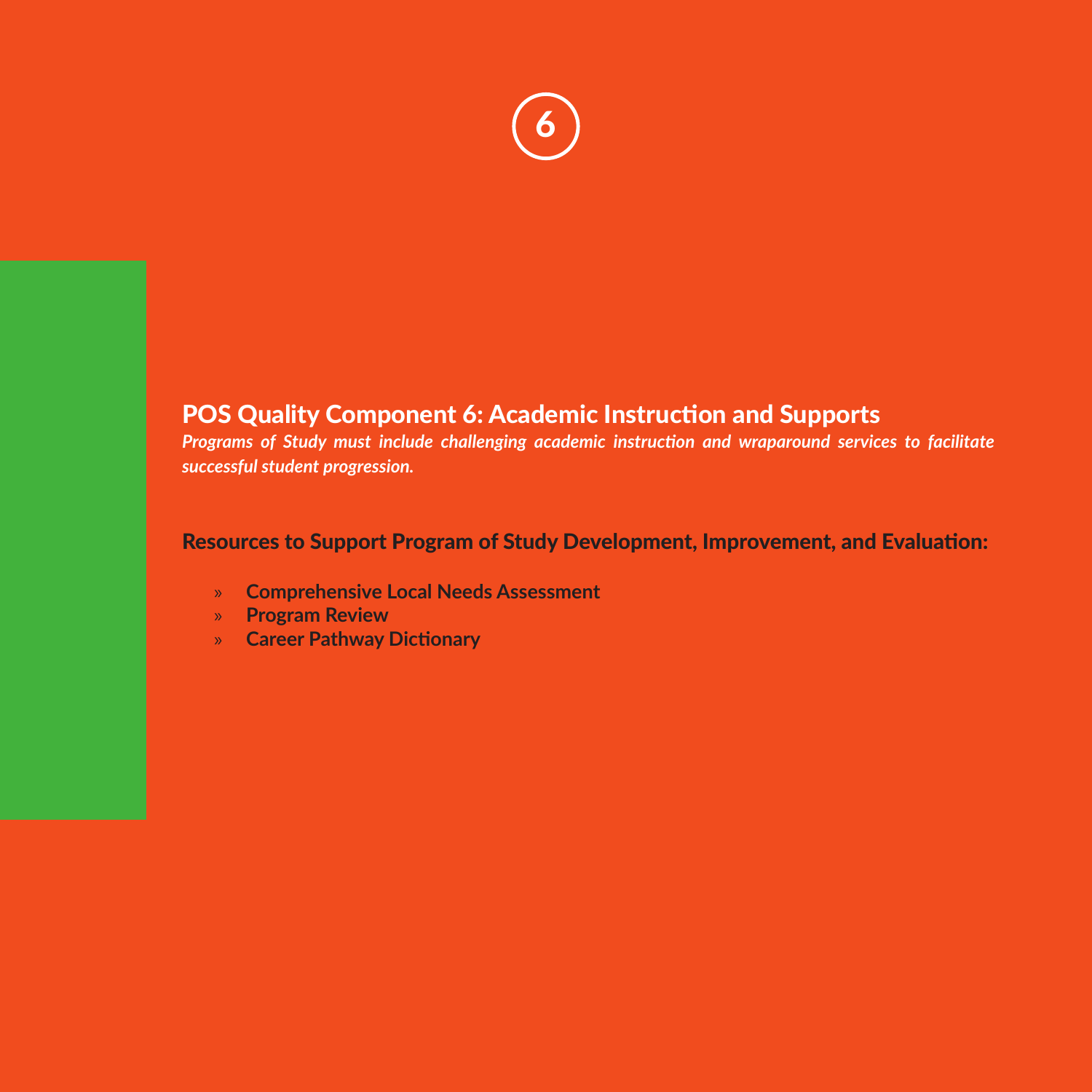6

## POS Quality Component 6: Academic Instruction and Supports

***Programs of Study must include challenging academic instruction and wraparound services to facilitate successful student progression.***

### Resources to Support Program of Study Development, Improvement, and Evaluation:

- **Comprehensive Local Needs Assessment**
- **Program Review**
- **Career Pathway Dictionary**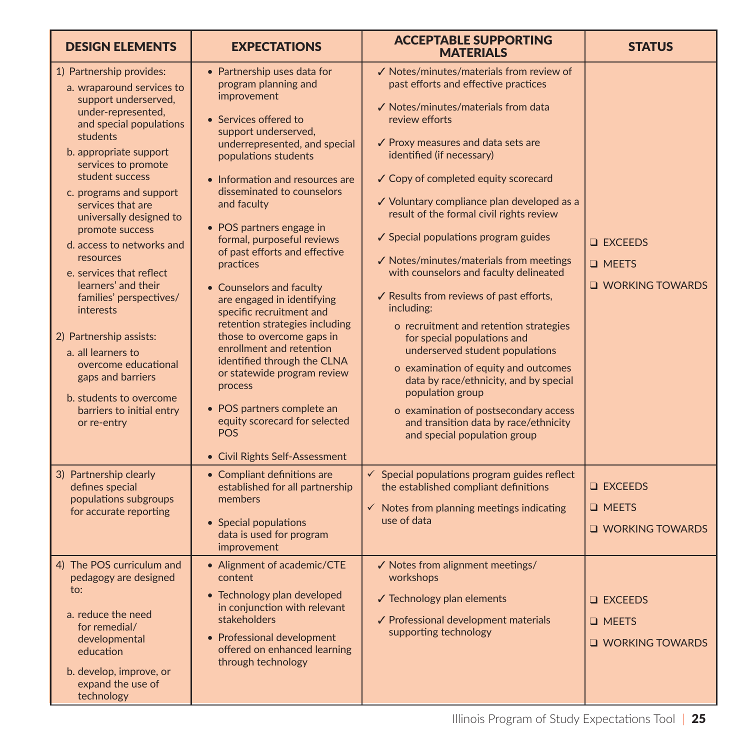| DESIGN ELEMENTS | EXPECTATIONS | ACCEPTABLE SUPPORTING MATERIALS | STATUS |
|---|---|---|---|
| 1) Partnership provides:<br>a. wraparound services to support underserved, under-represented, and special populations students<br>b. appropriate support services to promote student success<br>c. programs and support services that are universally designed to promote success<br>d. access to networks and resources<br>e. services that reflect learners' and their families' perspectives/ interests<br><br>2) Partnership assists:<br>a. all learners to overcome educational gaps and barriers<br>b. students to overcome barriers to initial entry or re-entry | • Partnership uses data for program planning and improvement<br>• Services offered to support underserved, underrepresented, and special populations students<br>• Information and resources are disseminated to counselors and faculty<br>• POS partners engage in formal, purposeful reviews of past efforts and effective practices<br>• Counselors and faculty are engaged in identifying specific recruitment and retention strategies including those to overcome gaps in enrollment and retention identified through the CLNA or statewide program review process<br>• POS partners complete an equity scorecard for selected POS<br>• Civil Rights Self-Assessment | ✓ Notes/minutes/materials from review of past efforts and effective practices<br>✓ Notes/minutes/materials from data review efforts<br>✓ Proxy measures and data sets are identified (if necessary)<br>✓ Copy of completed equity scorecard<br>✓ Voluntary compliance plan developed as a result of the formal civil rights review<br>✓ Special populations program guides<br>✓ Notes/minutes/materials from meetings with counselors and faculty delineated<br>✓ Results from reviews of past efforts, including:<br>o recruitment and retention strategies for special populations and underserved student populations<br>o examination of equity and outcomes data by race/ethnicity, and by special population group<br>o examination of postsecondary access and transition data by race/ethnicity and special population group | ❑ EXCEEDS<br>❑ MEETS<br>❑ WORKING TOWARDS |
| 3) Partnership clearly defines special populations subgroups for accurate reporting | • Compliant definitions are established for all partnership members<br>• Special populations data is used for program improvement | ✓ Special populations program guides reflect the established compliant definitions<br>✓ Notes from planning meetings indicating use of data | ❑ EXCEEDS<br>❑ MEETS<br>❑ WORKING TOWARDS |
| 4) The POS curriculum and pedagogy are designed to:<br>a. reduce the need for remedial/ developmental education<br>b. develop, improve, or expand the use of technology | • Alignment of academic/CTE content<br>• Technology plan developed in conjunction with relevant stakeholders<br>• Professional development offered on enhanced learning through technology | ✓ Notes from alignment meetings/ workshops<br>✓ Technology plan elements<br>✓ Professional development materials supporting technology | ❑ EXCEEDS<br>❑ MEETS<br>❑ WORKING TOWARDS |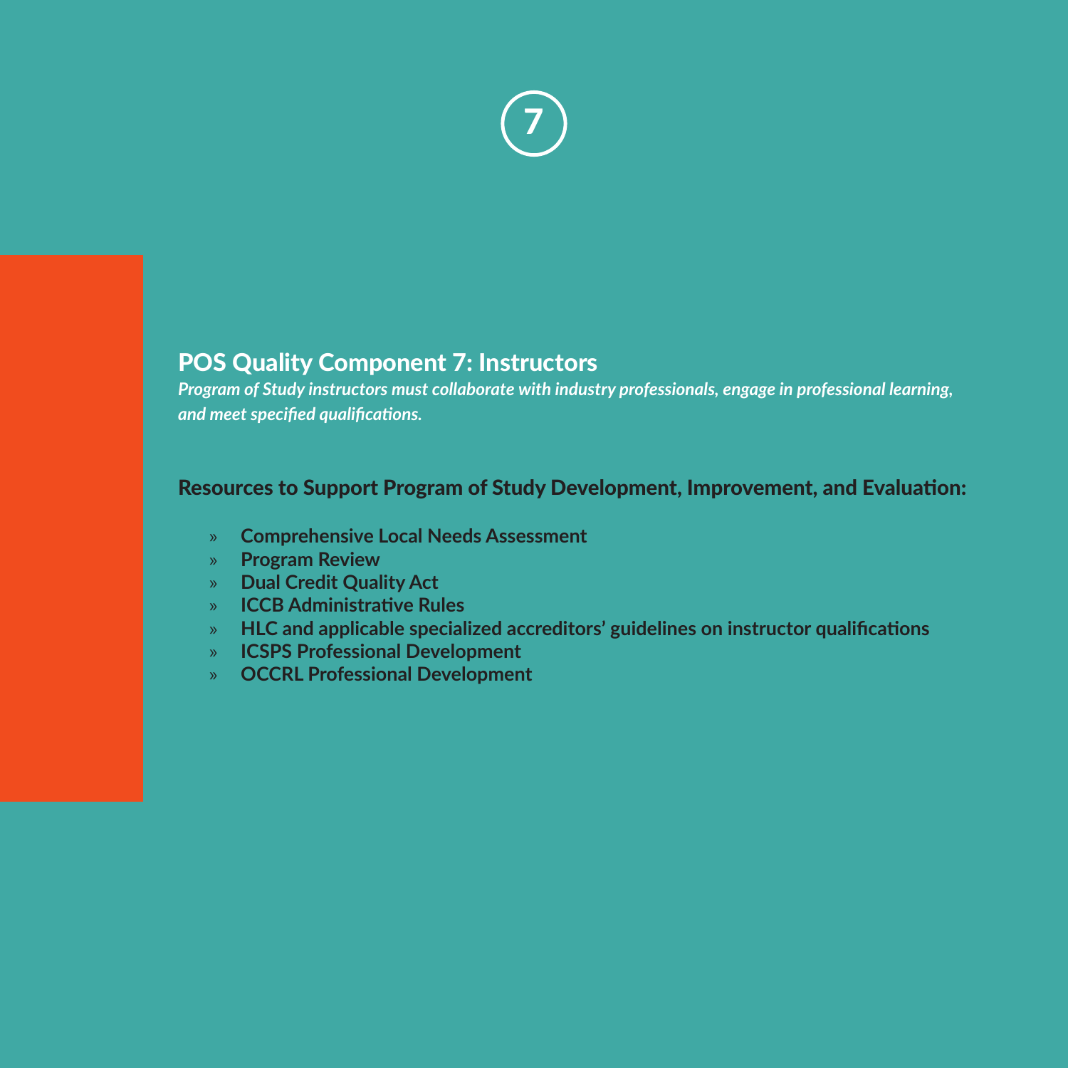7

## POS Quality Component 7: Instructors

***Program of Study instructors must collaborate with industry professionals, engage in professional learning, and meet specified qualifications.***

### Resources to Support Program of Study Development, Improvement, and Evaluation:

- **Comprehensive Local Needs Assessment**
- **Program Review**
- **Dual Credit Quality Act**
- **ICCB Administrative Rules**
- **HLC and applicable specialized accreditors' guidelines on instructor qualifications**
- **ICSPS Professional Development**
- **OCCRL Professional Development**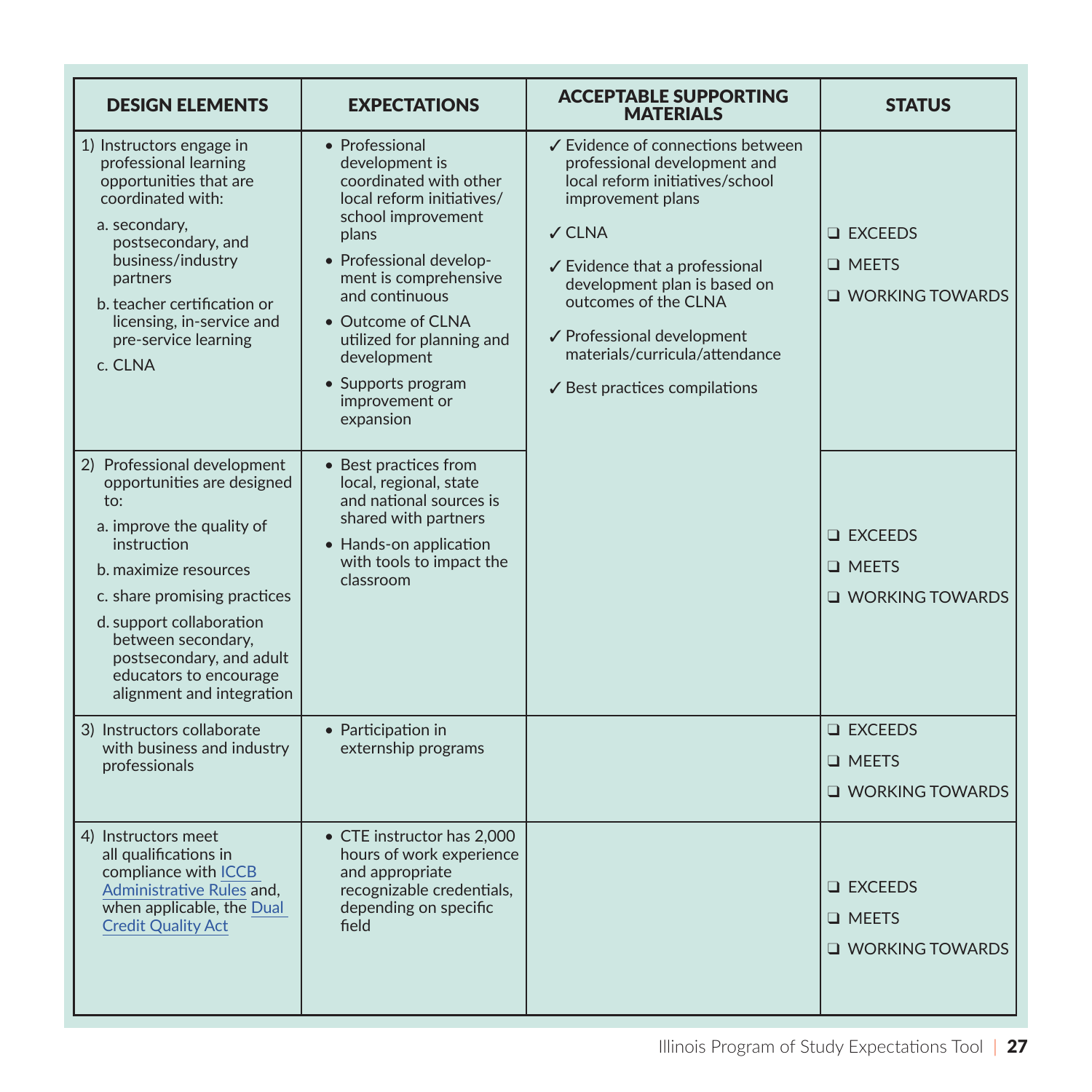| DESIGN ELEMENTS | EXPECTATIONS | ACCEPTABLE SUPPORTING MATERIALS | STATUS |
|---|---|---|---|
| 1) Instructors engage in professional learning opportunities that are coordinated with:<br>a. secondary, postsecondary, and business/industry partners<br>b. teacher certification or licensing, in-service and pre-service learning<br>c. CLNA | • Professional development is coordinated with other local reform initiatives/ school improvement plans<br>• Professional development is comprehensive and continuous<br>• Outcome of CLNA utilized for planning and development<br>• Supports program improvement or expansion | ✓ Evidence of connections between professional development and local reform initiatives/school improvement plans<br>✓ CLNA<br>✓ Evidence that a professional development plan is based on outcomes of the CLNA<br>✓ Professional development materials/curricula/attendance<br>✓ Best practices compilations | ❑ EXCEEDS<br>❑ MEETS<br>❑ WORKING TOWARDS |
| 2) Professional development opportunities are designed to:<br>a. improve the quality of instruction<br>b. maximize resources<br>c. share promising practices<br>d. support collaboration between secondary, postsecondary, and adult educators to encourage alignment and integration | • Best practices from local, regional, state and national sources is shared with partners<br>• Hands-on application with tools to impact the classroom | | ❑ EXCEEDS<br>❑ MEETS<br>❑ WORKING TOWARDS |
| 3) Instructors collaborate with business and industry professionals | • Participation in externship programs | | ❑ EXCEEDS<br>❑ MEETS<br>❑ WORKING TOWARDS |
| 4) Instructors meet all qualifications in compliance with ICCB Administrative Rules and, when applicable, the Dual Credit Quality Act | • CTE instructor has 2,000 hours of work experience and appropriate recognizable credentials, depending on specific field | | ❑ EXCEEDS<br>❑ MEETS<br>❑ WORKING TOWARDS |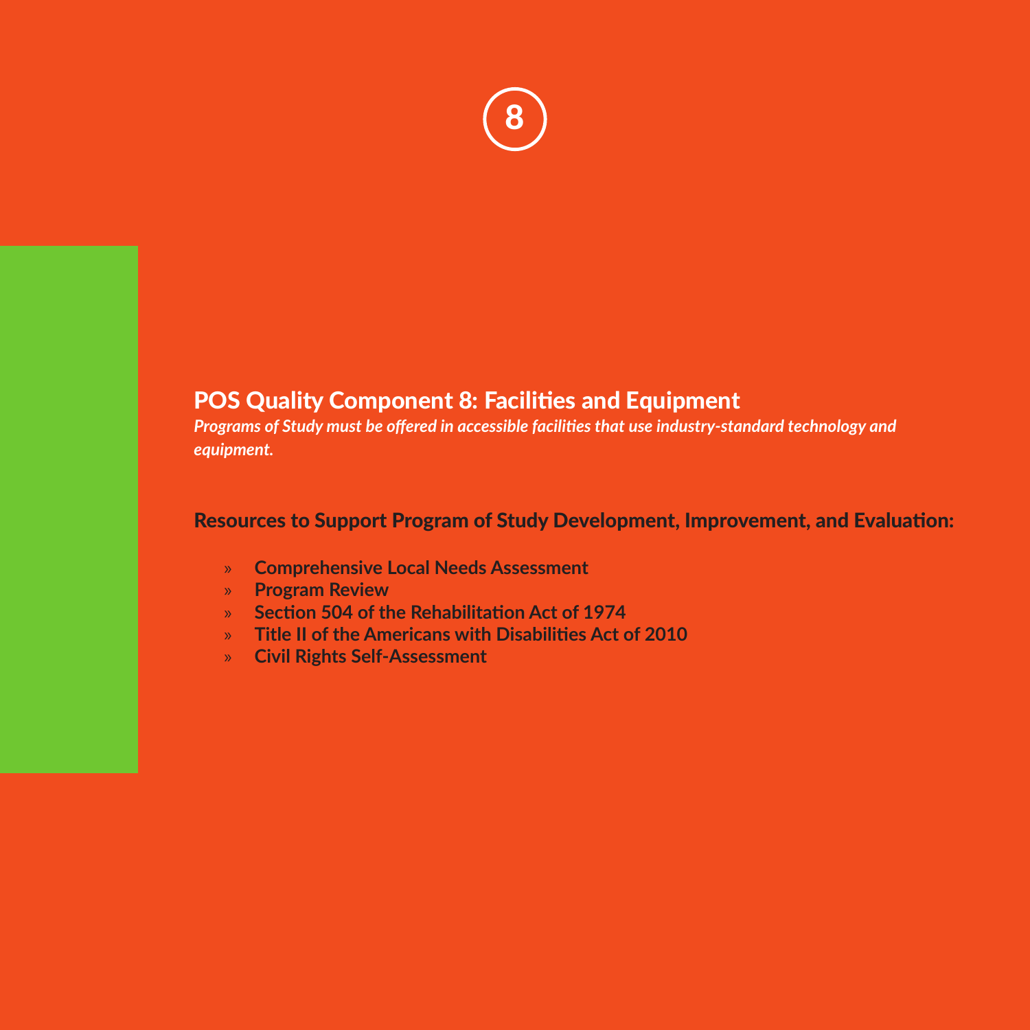8

## POS Quality Component 8: Facilities and Equipment

***Programs of Study must be offered in accessible facilities that use industry-standard technology and equipment.***

### Resources to Support Program of Study Development, Improvement, and Evaluation:

- **Comprehensive Local Needs Assessment**
- **Program Review**
- **Section 504 of the Rehabilitation Act of 1974**
- **Title II of the Americans with Disabilities Act of 2010**
- **Civil Rights Self-Assessment**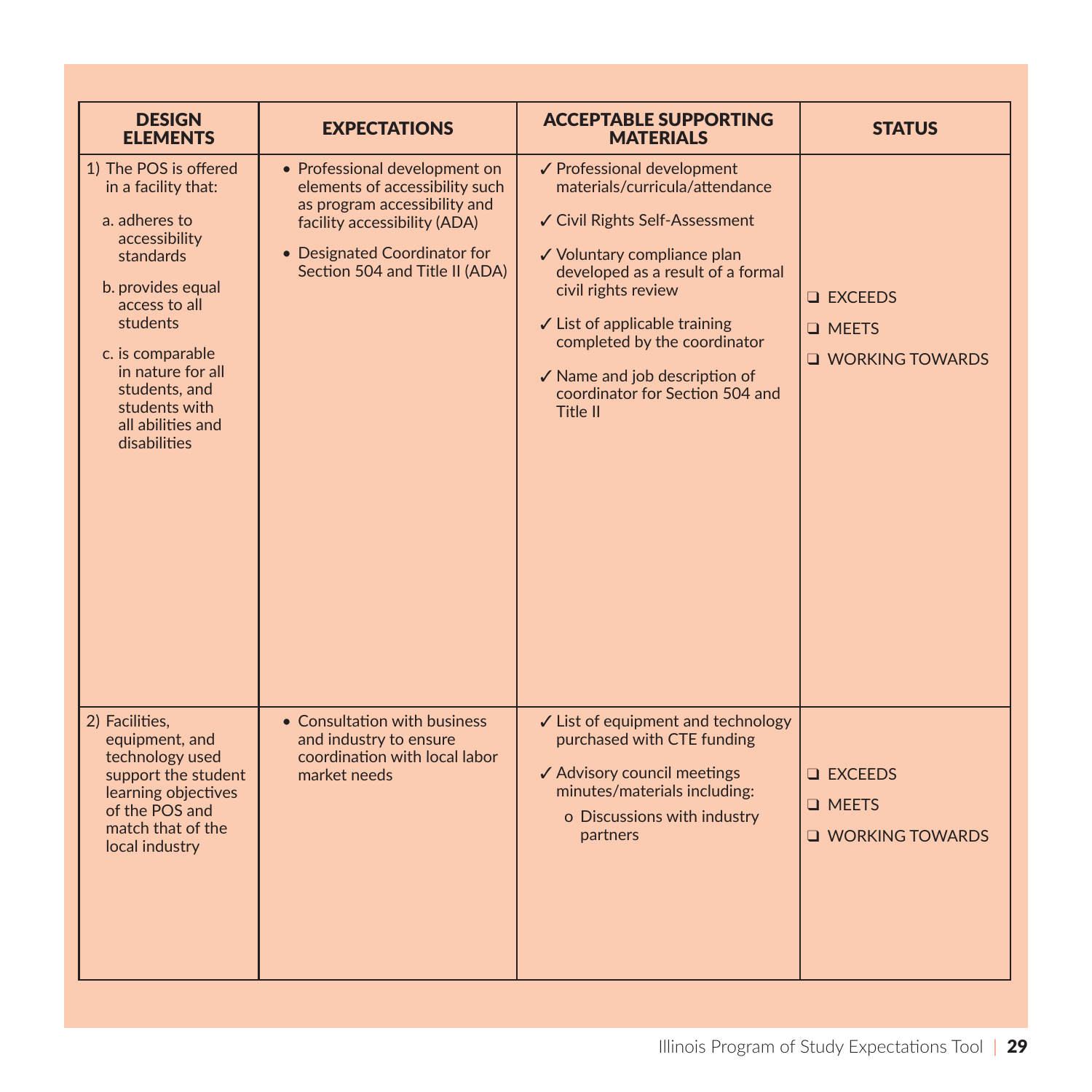| DESIGN ELEMENTS | EXPECTATIONS | ACCEPTABLE SUPPORTING MATERIALS | STATUS |
|---|---|---|---|
| 1) The POS is offered in a facility that:<br>a. adheres to accessibility standards<br>b. provides equal access to all students<br>c. is comparable in nature for all students, and students with all abilities and disabilities | • Professional development on elements of accessibility such as program accessibility and facility accessibility (ADA)<br>• Designated Coordinator for Section 504 and Title II (ADA) | ✓ Professional development materials/curricula/attendance<br>✓ Civil Rights Self-Assessment<br>✓ Voluntary compliance plan developed as a result of a formal civil rights review<br>✓ List of applicable training completed by the coordinator<br>✓ Name and job description of coordinator for Section 504 and Title II | ❑ EXCEEDS<br>❑ MEETS<br>❑ WORKING TOWARDS |
| 2) Facilities, equipment, and technology used support the student learning objectives of the POS and match that of the local industry | • Consultation with business and industry to ensure coordination with local labor market needs | ✓ List of equipment and technology purchased with CTE funding<br>✓ Advisory council meetings minutes/materials including:<br>o Discussions with industry partners | ❑ EXCEEDS<br>❑ MEETS<br>❑ WORKING TOWARDS |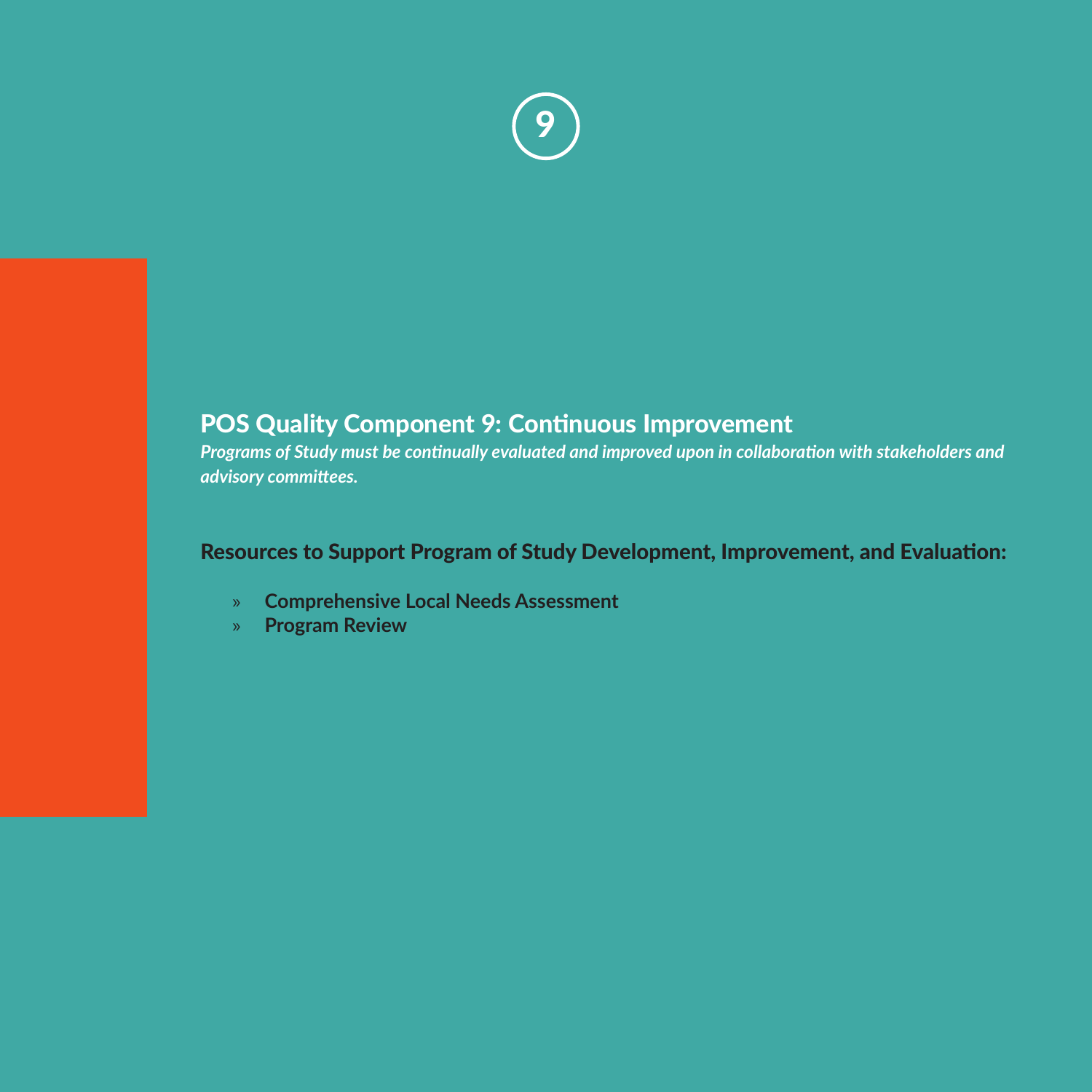9

## POS Quality Component 9: Continuous Improvement

***Programs of Study must be continually evaluated and improved upon in collaboration with stakeholders and advisory committees.***

### Resources to Support Program of Study Development, Improvement, and Evaluation:

- **Comprehensive Local Needs Assessment**
- **Program Review**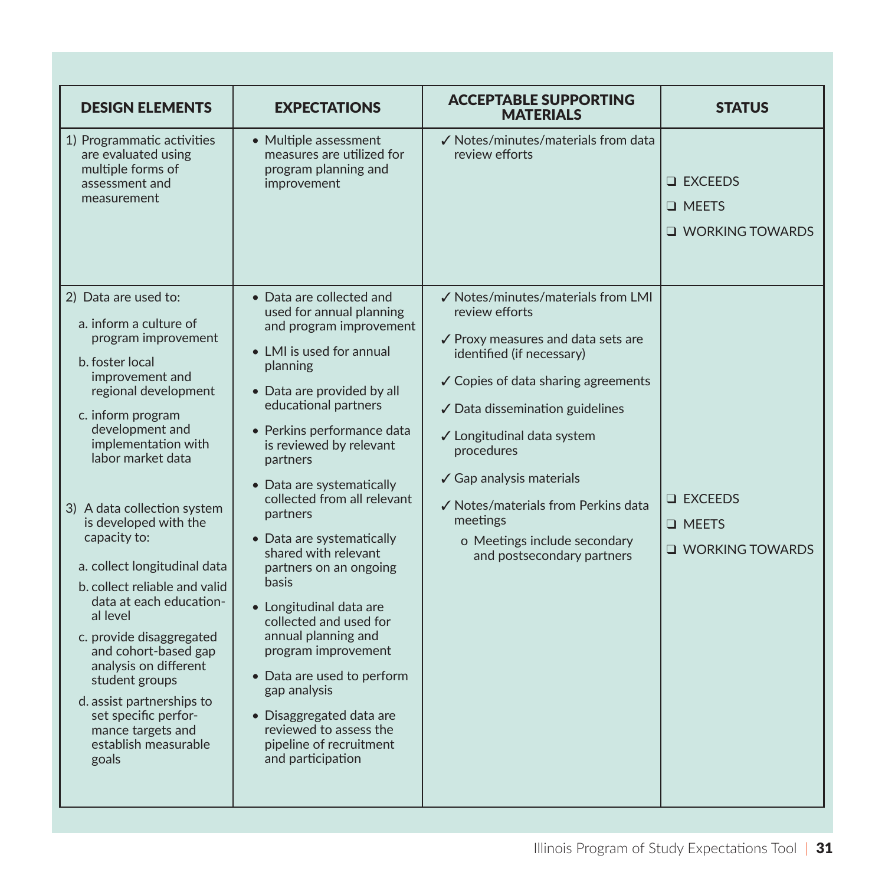| DESIGN ELEMENTS | EXPECTATIONS | ACCEPTABLE SUPPORTING MATERIALS | STATUS |
|---|---|---|---|
| 1) Programmatic activities are evaluated using multiple forms of assessment and measurement | • Multiple assessment measures are utilized for program planning and improvement | ✓ Notes/minutes/materials from data review efforts | ❑ EXCEEDS<br>❑ MEETS<br>❑ WORKING TOWARDS |
| 2) Data are used to:<br>a. inform a culture of program improvement<br>b. foster local improvement and regional development<br>c. inform program development and implementation with labor market data<br><br>3) A data collection system is developed with the capacity to:<br>a. collect longitudinal data<br>b. collect reliable and valid data at each educational level<br>c. provide disaggregated and cohort-based gap analysis on different student groups<br>d. assist partnerships to set specific performance targets and establish measurable goals | • Data are collected and used for annual planning and program improvement<br>• LMI is used for annual planning<br>• Data are provided by all educational partners<br>• Perkins performance data is reviewed by relevant partners<br>• Data are systematically collected from all relevant partners<br>• Data are systematically shared with relevant partners on an ongoing basis<br>• Longitudinal data are collected and used for annual planning and program improvement<br>• Data are used to perform gap analysis<br>• Disaggregated data are reviewed to assess the pipeline of recruitment and participation | ✓ Notes/minutes/materials from LMI review efforts<br>✓ Proxy measures and data sets are identified (if necessary)<br>✓ Copies of data sharing agreements<br>✓ Data dissemination guidelines<br>✓ Longitudinal data system procedures<br>✓ Gap analysis materials<br>✓ Notes/materials from Perkins data meetings<br>o Meetings include secondary and postsecondary partners | ❑ EXCEEDS<br>❑ MEETS<br>❑ WORKING TOWARDS |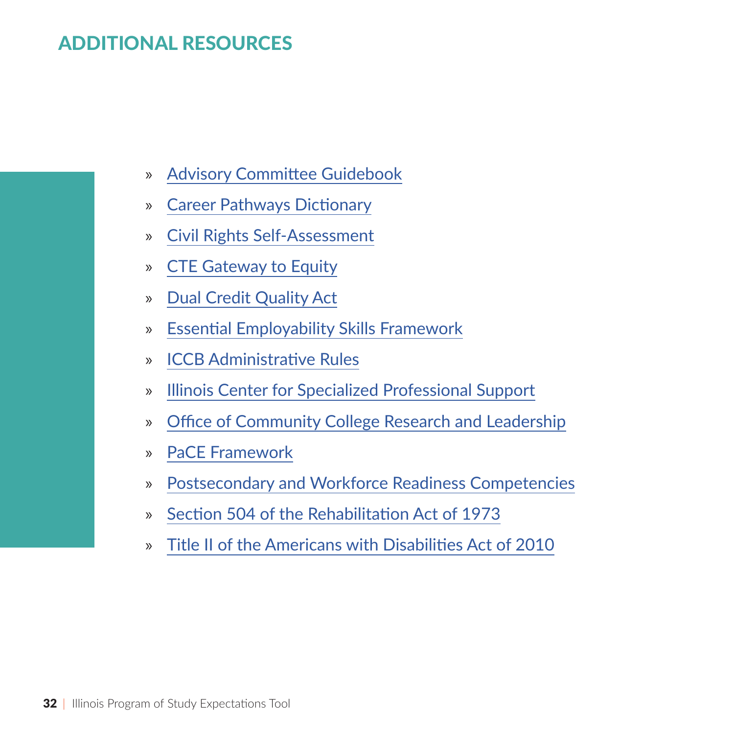## ADDITIONAL RESOURCES

- Advisory Committee Guidebook
- Career Pathways Dictionary
- Civil Rights Self-Assessment
- CTE Gateway to Equity
- Dual Credit Quality Act
- Essential Employability Skills Framework
- ICCB Administrative Rules
- Illinois Center for Specialized Professional Support
- Office of Community College Research and Leadership
- PaCE Framework
- Postsecondary and Workforce Readiness Competencies
- Section 504 of the Rehabilitation Act of 1973
- Title II of the Americans with Disabilities Act of 2010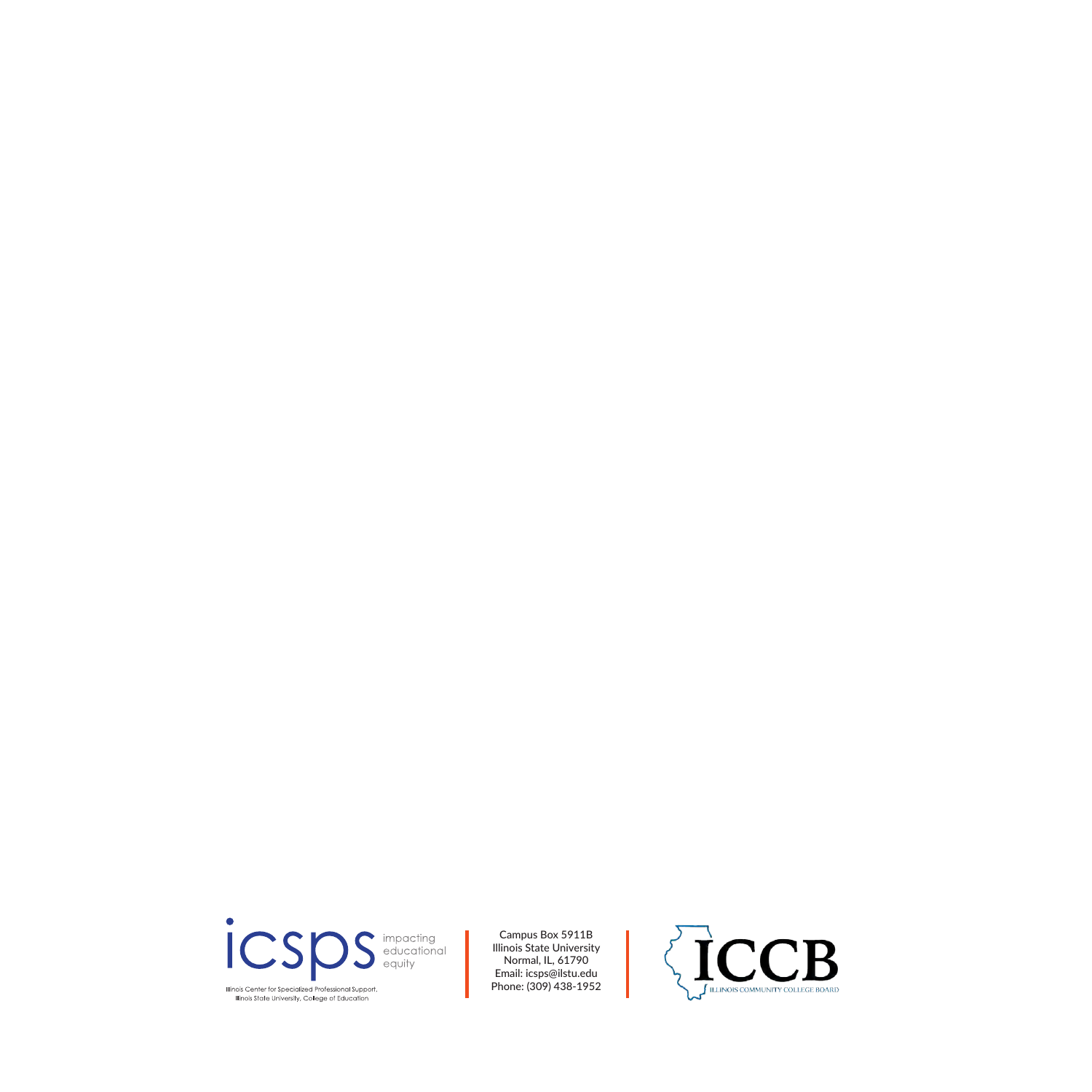icsps impacting educational equity

Illinois Center for Specialized Professional Support, Illinois State University, College of Education

Campus Box 5911B
Illinois State University
Normal, IL, 61790
Email: icsps@ilstu.edu
Phone: (309) 438-1952

ICCB
ILLINOIS COMMUNITY COLLEGE BOARD